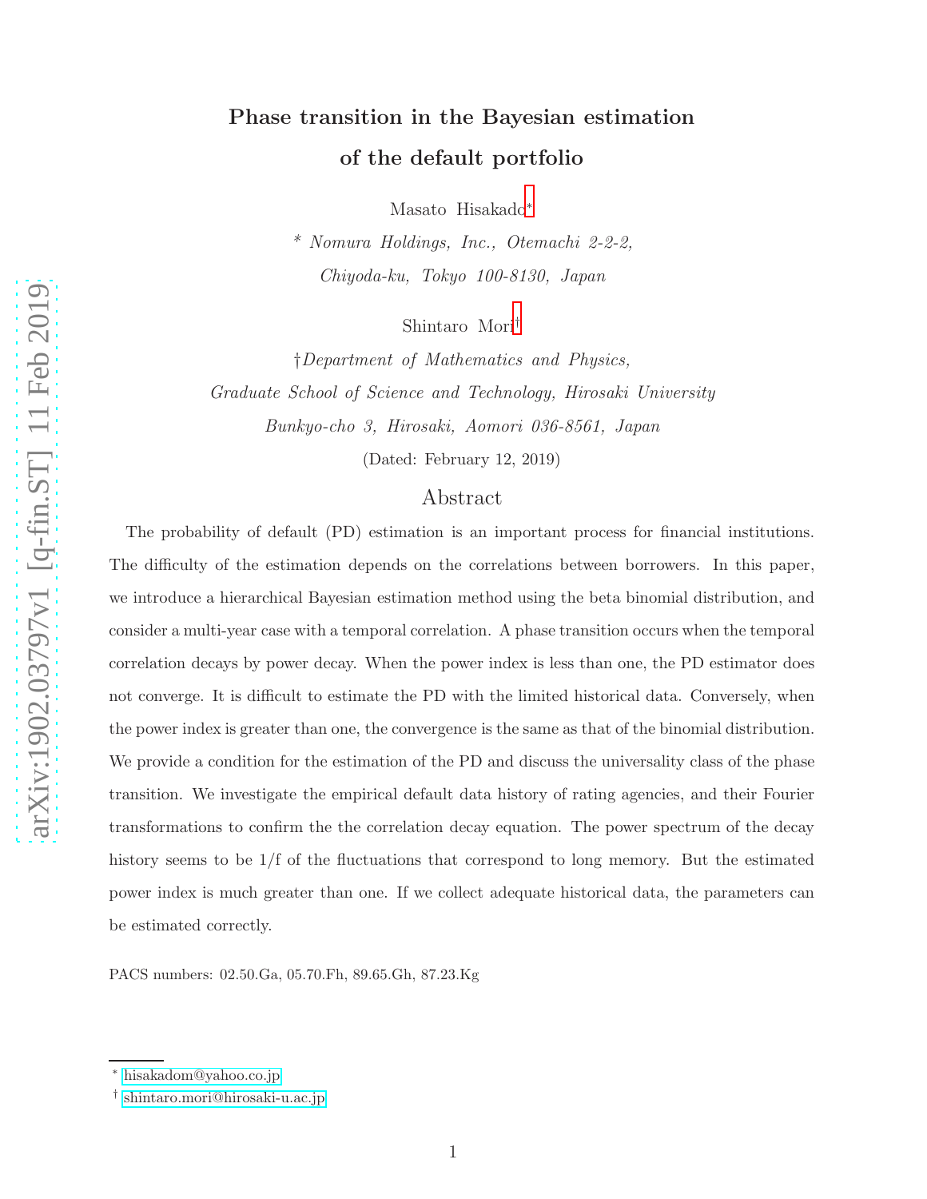# Phase transition in the Bayesian estimation of the default portfolio

Masato Hisakado*

\* *Nomura Holdings, Inc., Otemachi 2-2-2, Chiyoda-ku, Tokyo 100-8130, Japan*

Shintaro Mori†

†*Department of Mathematics and Physics, Graduate School of Science and Technology, Hirosaki University Bunkyo-cho 3, Hirosaki, Aomori 036-8561, Japan*

(Dated: February 12, 2019)

## Abstract

The probability of default (PD) estimation is an important process for financial institutions. The difficulty of the estimation depends on the correlations between borrowers. In this paper, we introduce a hierarchical Bayesian estimation method using the beta binomial distribution, and consider a multi-year case with a temporal correlation. A phase transition occurs when the temporal correlation decays by power decay. When the power index is less than one, the PD estimator does not converge. It is difficult to estimate the PD with the limited historical data. Conversely, when the power index is greater than one, the convergence is the same as that of the binomial distribution. We provide a condition for the estimation of the PD and discuss the universality class of the phase transition. We investigate the empirical default data history of rating agencies, and their Fourier transformations to confirm the the correlation decay equation. The power spectrum of the decay history seems to be 1/f of the fluctuations that correspond to long memory. But the estimated power index is much greater than one. If we collect adequate historical data, the parameters can be estimated correctly.

PACS numbers: 02.50.Ga, 05.70.Fh, 89.65.Gh, 87.23.Kg

---

\* hisakadom@yahoo.co.jp

† shintaro.mori@hirosaki-u.ac.jp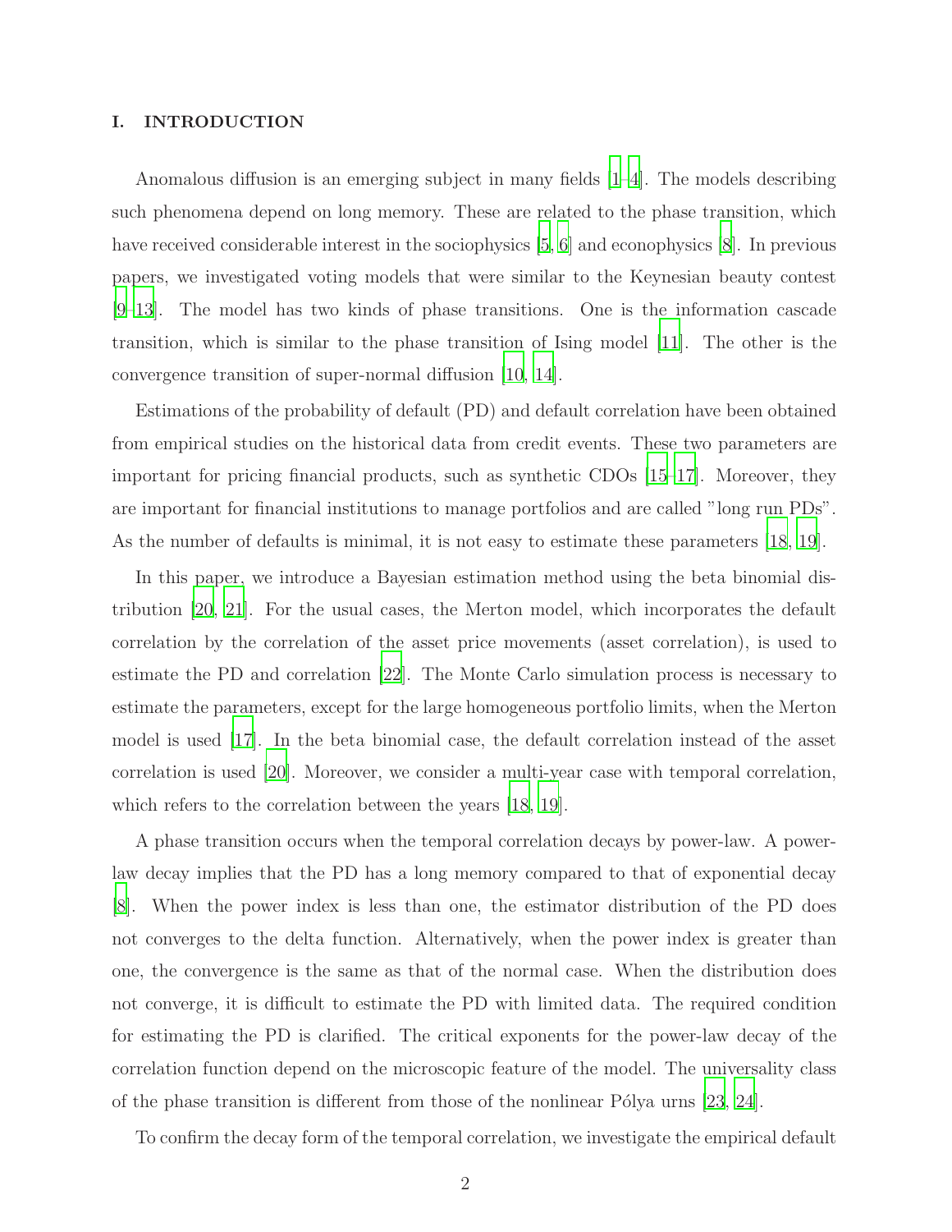## I. INTRODUCTION

Anomalous diffusion is an emerging subject in many fields [1–4]. The models describing such phenomena depend on long memory. These are related to the phase transition, which have received considerable interest in the sociophysics [5, 6] and econophysics [8]. In previous papers, we investigated voting models that were similar to the Keynesian beauty contest [9–13]. The model has two kinds of phase transitions. One is the information cascade transition, which is similar to the phase transition of Ising model [11]. The other is the convergence transition of super-normal diffusion [10, 14].

Estimations of the probability of default (PD) and default correlation have been obtained from empirical studies on the historical data from credit events. These two parameters are important for pricing financial products, such as synthetic CDOs [15–17]. Moreover, they are important for financial institutions to manage portfolios and are called "long run PDs". As the number of defaults is minimal, it is not easy to estimate these parameters [18, 19].

In this paper, we introduce a Bayesian estimation method using the beta binomial distribution [20, 21]. For the usual cases, the Merton model, which incorporates the default correlation by the correlation of the asset price movements (asset correlation), is used to estimate the PD and correlation [22]. The Monte Carlo simulation process is necessary to estimate the parameters, except for the large homogeneous portfolio limits, when the Merton model is used [17]. In the beta binomial case, the default correlation instead of the asset correlation is used [20]. Moreover, we consider a multi-year case with temporal correlation, which refers to the correlation between the years [18, 19].

A phase transition occurs when the temporal correlation decays by power-law. A power-law decay implies that the PD has a long memory compared to that of exponential decay [8]. When the power index is less than one, the estimator distribution of the PD does not converges to the delta function. Alternatively, when the power index is greater than one, the convergence is the same as that of the normal case. When the distribution does not converge, it is difficult to estimate the PD with limited data. The required condition for estimating the PD is clarified. The critical exponents for the power-law decay of the correlation function depend on the microscopic feature of the model. The universality class of the phase transition is different from those of the nonlinear Pólya urns [23, 24].

To confirm the decay form of the temporal correlation, we investigate the empirical default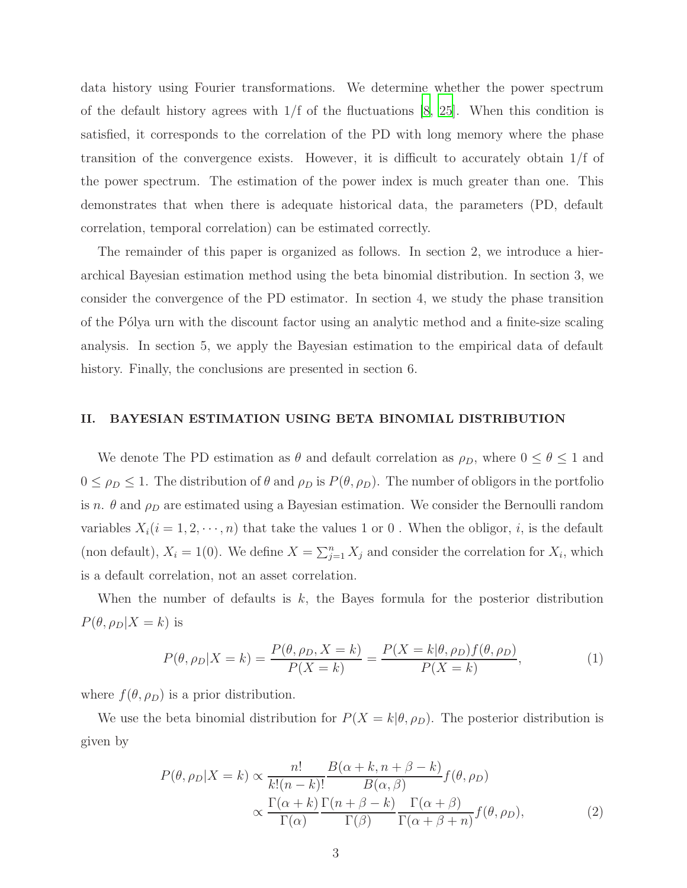data history using Fourier transformations. We determine whether the power spectrum of the default history agrees with 1/f of the fluctuations [8, 25]. When this condition is satisfied, it corresponds to the correlation of the PD with long memory where the phase transition of the convergence exists. However, it is difficult to accurately obtain 1/f of the power spectrum. The estimation of the power index is much greater than one. This demonstrates that when there is adequate historical data, the parameters (PD, default correlation, temporal correlation) can be estimated correctly.

The remainder of this paper is organized as follows. In section 2, we introduce a hierarchical Bayesian estimation method using the beta binomial distribution. In section 3, we consider the convergence of the PD estimator. In section 4, we study the phase transition of the Pólya urn with the discount factor using an analytic method and a finite-size scaling analysis. In section 5, we apply the Bayesian estimation to the empirical data of default history. Finally, the conclusions are presented in section 6.

## II. BAYESIAN ESTIMATION USING BETA BINOMIAL DISTRIBUTION

We denote The PD estimation as $\theta$ and default correlation as $\rho_D$, where $0 \leq \theta \leq 1$ and $0 \leq \rho_D \leq 1$. The distribution of $\theta$ and $\rho_D$ is $P(\theta, \rho_D)$. The number of obligors in the portfolio is $n$. $\theta$ and $\rho_D$ are estimated using a Bayesian estimation. We consider the Bernoulli random variables $X_i (i = 1, 2, \cdots, n)$ that take the values 1 or 0 . When the obligor, $i$, is the default (non default), $X_i = 1(0)$. We define $X = \sum_{j=1}^{n} X_j$ and consider the correlation for $X_i$, which is a default correlation, not an asset correlation.

When the number of defaults is $k$, the Bayes formula for the posterior distribution $P(\theta, \rho_D | X = k)$ is

$$P(\theta, \rho_D | X = k) = \frac{P(\theta, \rho_D, X = k)}{P(X = k)} = \frac{P(X = k | \theta, \rho_D) f(\theta, \rho_D)}{P(X = k)}, \tag{1}$$

where $f(\theta, \rho_D)$ is a prior distribution.

We use the beta binomial distribution for $P(X = k | \theta, \rho_D)$. The posterior distribution is given by

$$\begin{aligned} P(\theta, \rho_D | X = k) &\propto \frac{n!}{k!(n-k)!} \frac{B(\alpha + k, n + \beta - k)}{B(\alpha, \beta)} f(\theta, \rho_D) \\ &\propto \frac{\Gamma(\alpha + k)}{\Gamma(\alpha)} \frac{\Gamma(n + \beta - k)}{\Gamma(\beta)} \frac{\Gamma(\alpha + \beta)}{\Gamma(\alpha + \beta + n)} f(\theta, \rho_D), \end{aligned} \tag{2}$$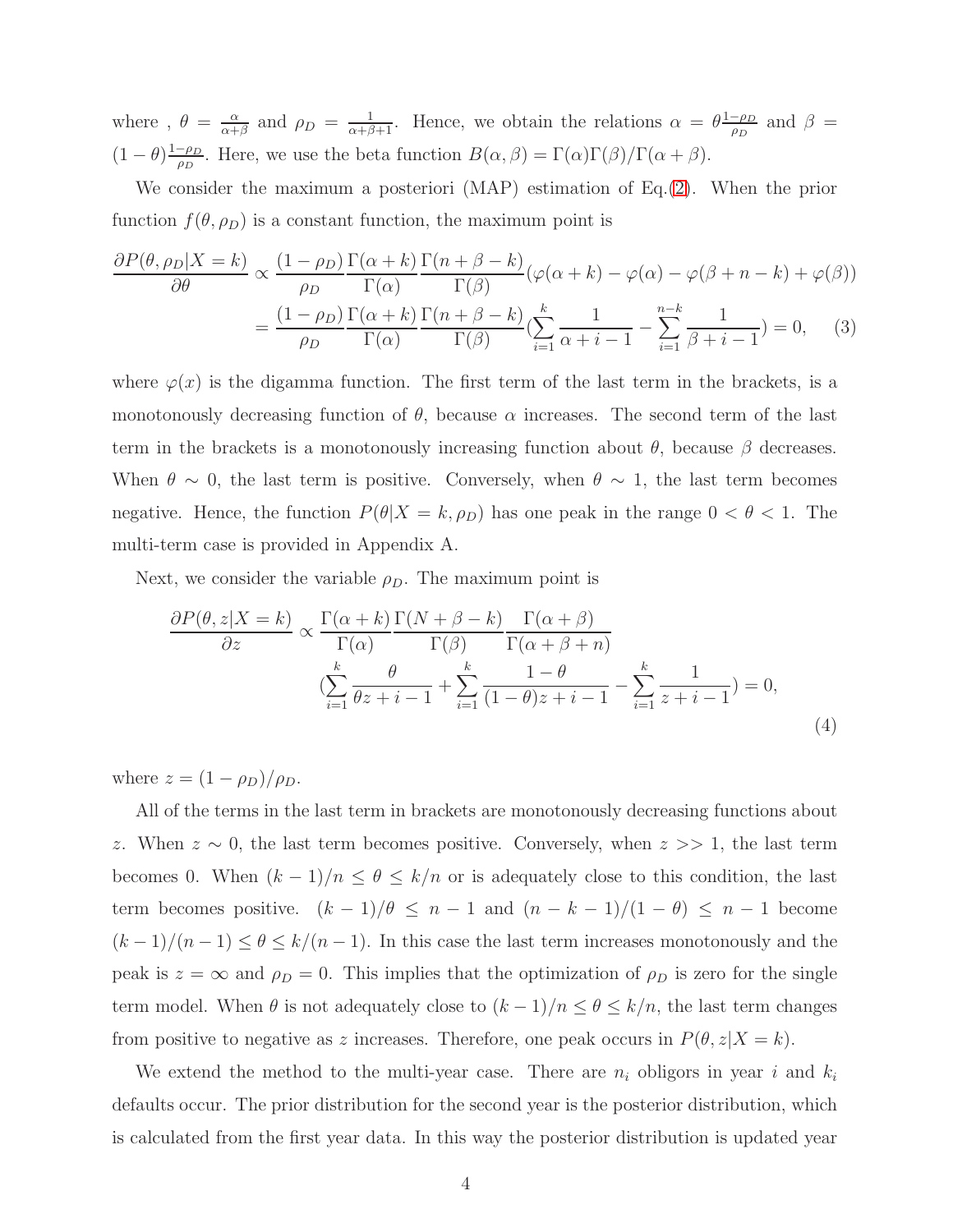where , $\theta = \frac{\alpha}{\alpha+\beta}$ and $\rho_D = \frac{1}{\alpha+\beta+1}$. Hence, we obtain the relations $\alpha = \theta\frac{1-\rho_D}{\rho_D}$ and $\beta = (1-\theta)\frac{1-\rho_D}{\rho_D}$. Here, we use the beta function $B(\alpha, \beta) = \Gamma(\alpha)\Gamma(\beta)/\Gamma(\alpha+\beta)$.

We consider the maximum a posteriori (MAP) estimation of Eq.(2). When the prior function $f(\theta, \rho_D)$ is a constant function, the maximum point is

$$
\begin{aligned}
\frac{\partial P(\theta, \rho_D|X=k)}{\partial \theta} &\propto \frac{(1-\rho_D)}{\rho_D}\frac{\Gamma(\alpha+k)}{\Gamma(\alpha)}\frac{\Gamma(n+\beta-k)}{\Gamma(\beta)}(\varphi(\alpha+k)-\varphi(\alpha)-\varphi(\beta+n-k)+\varphi(\beta)) \\
&= \frac{(1-\rho_D)}{\rho_D}\frac{\Gamma(\alpha+k)}{\Gamma(\alpha)}\frac{\Gamma(n+\beta-k)}{\Gamma(\beta)}\left(\sum_{i=1}^{k}\frac{1}{\alpha+i-1}-\sum_{i=1}^{n-k}\frac{1}{\beta+i-1}\right)=0, \qquad (3)
\end{aligned}
$$

where $\varphi(x)$ is the digamma function. The first term of the last term in the brackets, is a monotonously decreasing function of $\theta$, because $\alpha$ increases. The second term of the last term in the brackets is a monotonously increasing function about $\theta$, because $\beta$ decreases. When $\theta \sim 0$, the last term is positive. Conversely, when $\theta \sim 1$, the last term becomes negative. Hence, the function $P(\theta|X=k, \rho_D)$ has one peak in the range $0 < \theta < 1$. The multi-term case is provided in Appendix A.

Next, we consider the variable $\rho_D$. The maximum point is

$$
\begin{aligned}
\frac{\partial P(\theta, z|X=k)}{\partial z} \propto &\frac{\Gamma(\alpha+k)}{\Gamma(\alpha)}\frac{\Gamma(N+\beta-k)}{\Gamma(\beta)}\frac{\Gamma(\alpha+\beta)}{\Gamma(\alpha+\beta+n)} \\
&\left(\sum_{i=1}^{k}\frac{\theta}{\theta z+i-1}+\sum_{i=1}^{k}\frac{1-\theta}{(1-\theta)z+i-1}-\sum_{i=1}^{k}\frac{1}{z+i-1}\right)=0,
\end{aligned}
\qquad (4)
$$

where $z = (1-\rho_D)/\rho_D$.

All of the terms in the last term in brackets are monotonously decreasing functions about $z$. When $z \sim 0$, the last term becomes positive. Conversely, when $z >> 1$, the last term becomes 0. When $(k-1)/n \le \theta \le k/n$ or is adequately close to this condition, the last term becomes positive. $(k-1)/\theta \le n-1$ and $(n-k-1)/(1-\theta) \le n-1$ become $(k-1)/(n-1) \le \theta \le k/(n-1)$. In this case the last term increases monotonously and the peak is $z = \infty$ and $\rho_D = 0$. This implies that the optimization of $\rho_D$ is zero for the single term model. When $\theta$ is not adequately close to $(k-1)/n \le \theta \le k/n$, the last term changes from positive to negative as $z$ increases. Therefore, one peak occurs in $P(\theta, z|X=k)$.

We extend the method to the multi-year case. There are $n_i$ obligors in year $i$ and $k_i$ defaults occur. The prior distribution for the second year is the posterior distribution, which is calculated from the first year data. In this way the posterior distribution is updated year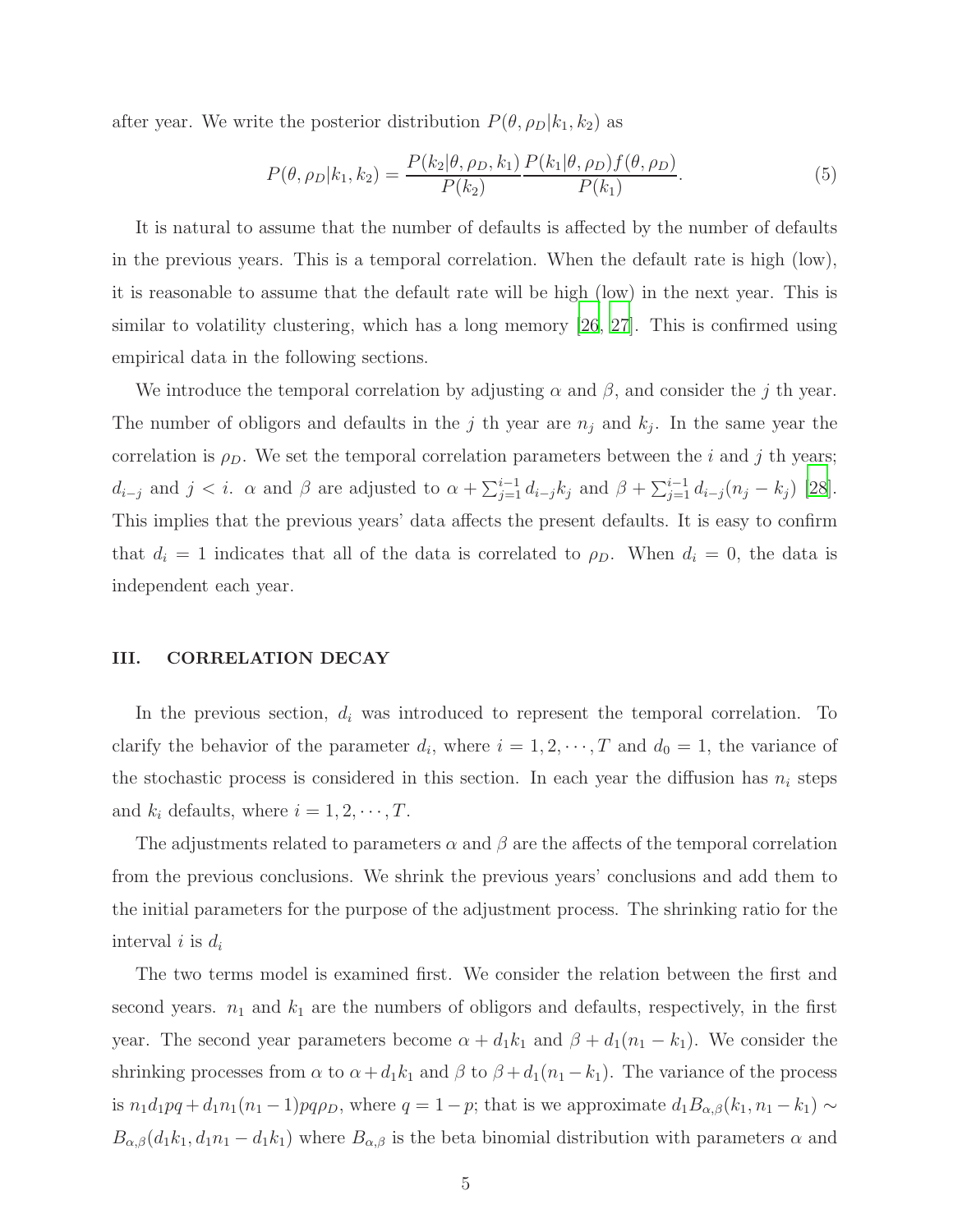after year. We write the posterior distribution $P(\theta, \rho_D|k_1, k_2)$ as

$$P(\theta, \rho_D|k_1, k_2) = \frac{P(k_2|\theta, \rho_D, k_1)}{P(k_2)} \frac{P(k_1|\theta, \rho_D) f(\theta, \rho_D)}{P(k_1)}. \tag{5}$$

It is natural to assume that the number of defaults is affected by the number of defaults in the previous years. This is a temporal correlation. When the default rate is high (low), it is reasonable to assume that the default rate will be high (low) in the next year. This is similar to volatility clustering, which has a long memory [26, 27]. This is confirmed using empirical data in the following sections.

We introduce the temporal correlation by adjusting $\alpha$ and $\beta$, and consider the $j$ th year. The number of obligors and defaults in the $j$ th year are $n_j$ and $k_j$. In the same year the correlation is $\rho_D$. We set the temporal correlation parameters between the $i$ and $j$ th years; $d_{i-j}$ and $j < i$. $\alpha$ and $\beta$ are adjusted to $\alpha + \sum_{j=1}^{i-1} d_{i-j} k_j$ and $\beta + \sum_{j=1}^{i-1} d_{i-j}(n_j - k_j)$ [28]. This implies that the previous years' data affects the present defaults. It is easy to confirm that $d_i = 1$ indicates that all of the data is correlated to $\rho_D$. When $d_i = 0$, the data is independent each year.

## III. CORRELATION DECAY

In the previous section, $d_i$ was introduced to represent the temporal correlation. To clarify the behavior of the parameter $d_i$, where $i = 1, 2, \cdots, T$ and $d_0 = 1$, the variance of the stochastic process is considered in this section. In each year the diffusion has $n_i$ steps and $k_i$ defaults, where $i = 1, 2, \cdots, T$.

The adjustments related to parameters $\alpha$ and $\beta$ are the affects of the temporal correlation from the previous conclusions. We shrink the previous years' conclusions and add them to the initial parameters for the purpose of the adjustment process. The shrinking ratio for the interval $i$ is $d_i$

The two terms model is examined first. We consider the relation between the first and second years. $n_1$ and $k_1$ are the numbers of obligors and defaults, respectively, in the first year. The second year parameters become $\alpha + d_1 k_1$ and $\beta + d_1(n_1 - k_1)$. We consider the shrinking processes from $\alpha$ to $\alpha + d_1 k_1$ and $\beta$ to $\beta + d_1(n_1 - k_1)$. The variance of the process is $n_1 d_1 pq + d_1 n_1(n_1 - 1) pq \rho_D$, where $q = 1 - p$; that is we approximate $d_1 B_{\alpha,\beta}(k_1, n_1 - k_1) \sim B_{\alpha,\beta}(d_1 k_1, d_1 n_1 - d_1 k_1)$ where $B_{\alpha,\beta}$ is the beta binomial distribution with parameters $\alpha$ and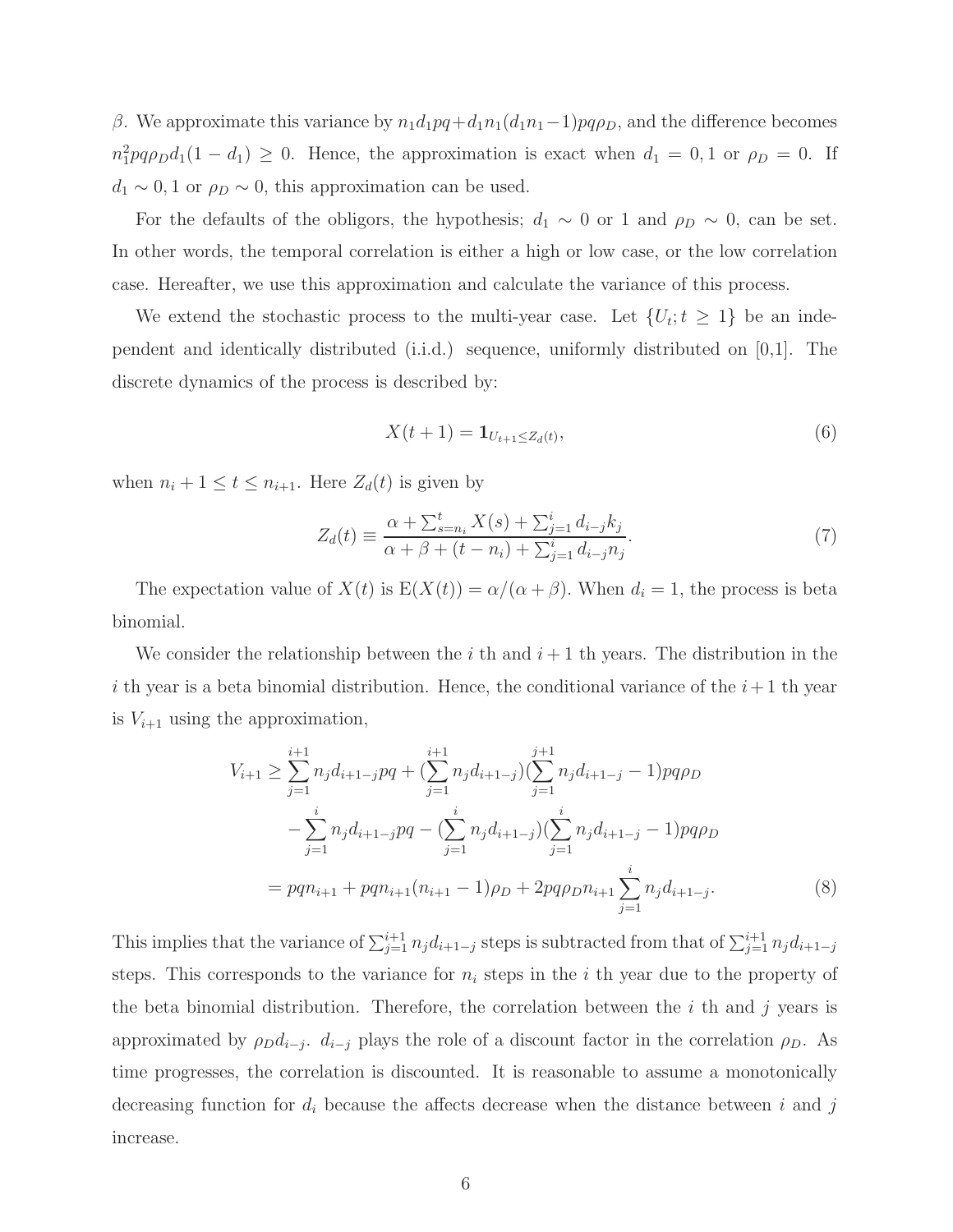$\beta$. We approximate this variance by $n_1 d_1 pq + d_1 n_1 (d_1 n_1 - 1) pq\rho_D$, and the difference becomes $n_1^2 pq\rho_D d_1(1-d_1) \geq 0$. Hence, the approximation is exact when $d_1 = 0, 1$ or $\rho_D = 0$. If $d_1 \sim 0, 1$ or $\rho_D \sim 0$, this approximation can be used.

For the defaults of the obligors, the hypothesis; $d_1 \sim 0$ or $1$ and $\rho_D \sim 0$, can be set. In other words, the temporal correlation is either a high or low case, or the low correlation case. Hereafter, we use this approximation and calculate the variance of this process.

We extend the stochastic process to the multi-year case. Let $\{U_t; t \geq 1\}$ be an independent and identically distributed (i.i.d.) sequence, uniformly distributed on [0,1]. The discrete dynamics of the process is described by:

$$X(t+1) = \mathbf{1}_{U_{t+1} \leq Z_d(t)}, \tag{6}$$

when $n_i + 1 \leq t \leq n_{i+1}$. Here $Z_d(t)$ is given by

$$Z_d(t) \equiv \frac{\alpha + \sum_{s=n_i}^{t} X(s) + \sum_{j=1}^{i} d_{i-j} k_j}{\alpha + \beta + (t - n_i) + \sum_{j=1}^{i} d_{i-j} n_j}. \tag{7}$$

The expectation value of $X(t)$ is $\mathrm{E}(X(t)) = \alpha/(\alpha+\beta)$. When $d_i = 1$, the process is beta binomial.

We consider the relationship between the $i$ th and $i+1$ th years. The distribution in the $i$ th year is a beta binomial distribution. Hence, the conditional variance of the $i+1$ th year is $V_{i+1}$ using the approximation,

$$\begin{aligned}
V_{i+1} \geq & \sum_{j=1}^{i+1} n_j d_{i+1-j} pq + \left(\sum_{j=1}^{i+1} n_j d_{i+1-j}\right)\left(\sum_{j=1}^{j+1} n_j d_{i+1-j} - 1\right) pq\rho_D \\
& - \sum_{j=1}^{i} n_j d_{i+1-j} pq - \left(\sum_{j=1}^{i} n_j d_{i+1-j}\right)\left(\sum_{j=1}^{i} n_j d_{i+1-j} - 1\right) pq\rho_D \\
= & \ pqn_{i+1} + pqn_{i+1}(n_{i+1} - 1)\rho_D + 2pq\rho_D n_{i+1} \sum_{j=1}^{i} n_j d_{i+1-j}.
\end{aligned} \tag{8}$$

This implies that the variance of $\sum_{j=1}^{i+1} n_j d_{i+1-j}$ steps is subtracted from that of $\sum_{j=1}^{i+1} n_j d_{i+1-j}$ steps. This corresponds to the variance for $n_i$ steps in the $i$ th year due to the property of the beta binomial distribution. Therefore, the correlation between the $i$ th and $j$ years is approximated by $\rho_D d_{i-j}$. $d_{i-j}$ plays the role of a discount factor in the correlation $\rho_D$. As time progresses, the correlation is discounted. It is reasonable to assume a monotonically decreasing function for $d_i$ because the affects decrease when the distance between $i$ and $j$ increase.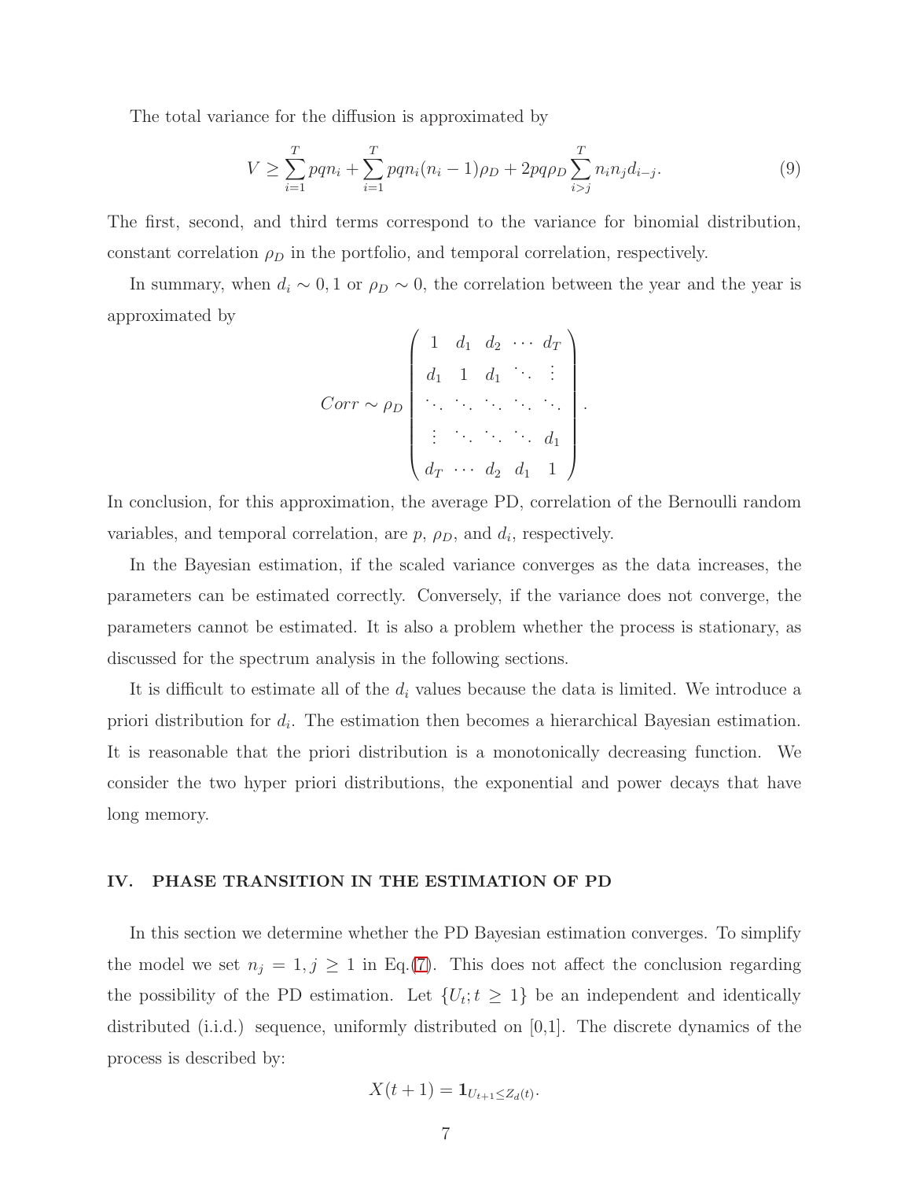The total variance for the diffusion is approximated by

$$V \geq \sum_{i=1}^{T} pqn_i + \sum_{i=1}^{T} pqn_i(n_i - 1)\rho_D + 2pq\rho_D \sum_{i>j}^{T} n_i n_j d_{i-j}. \tag{9}$$

The first, second, and third terms correspond to the variance for binomial distribution, constant correlation $\rho_D$ in the portfolio, and temporal correlation, respectively.

In summary, when $d_i \sim 0, 1$ or $\rho_D \sim 0$, the correlation between the year and the year is approximated by

$$Corr \sim \rho_D \begin{pmatrix} 1 & d_1 & d_2 & \cdots & d_T \\ d_1 & 1 & d_1 & \ddots & \vdots \\ \ddots & \ddots & \ddots & \ddots & \ddots \\ \vdots & \ddots & \ddots & \ddots & d_1 \\ d_T & \cdots & d_2 & d_1 & 1 \end{pmatrix}.$$

In conclusion, for this approximation, the average PD, correlation of the Bernoulli random variables, and temporal correlation, are $p$, $\rho_D$, and $d_i$, respectively.

In the Bayesian estimation, if the scaled variance converges as the data increases, the parameters can be estimated correctly. Conversely, if the variance does not converge, the parameters cannot be estimated. It is also a problem whether the process is stationary, as discussed for the spectrum analysis in the following sections.

It is difficult to estimate all of the $d_i$ values because the data is limited. We introduce a priori distribution for $d_i$. The estimation then becomes a hierarchical Bayesian estimation. It is reasonable that the priori distribution is a monotonically decreasing function. We consider the two hyper priori distributions, the exponential and power decays that have long memory.

## IV. PHASE TRANSITION IN THE ESTIMATION OF PD

In this section we determine whether the PD Bayesian estimation converges. To simplify the model we set $n_j = 1, j \geq 1$ in Eq.(7). This does not affect the conclusion regarding the possibility of the PD estimation. Let $\{U_t; t \geq 1\}$ be an independent and identically distributed (i.i.d.) sequence, uniformly distributed on [0,1]. The discrete dynamics of the process is described by:

$$X(t+1) = \mathbf{1}_{U_{t+1} \leq Z_d(t)}.$$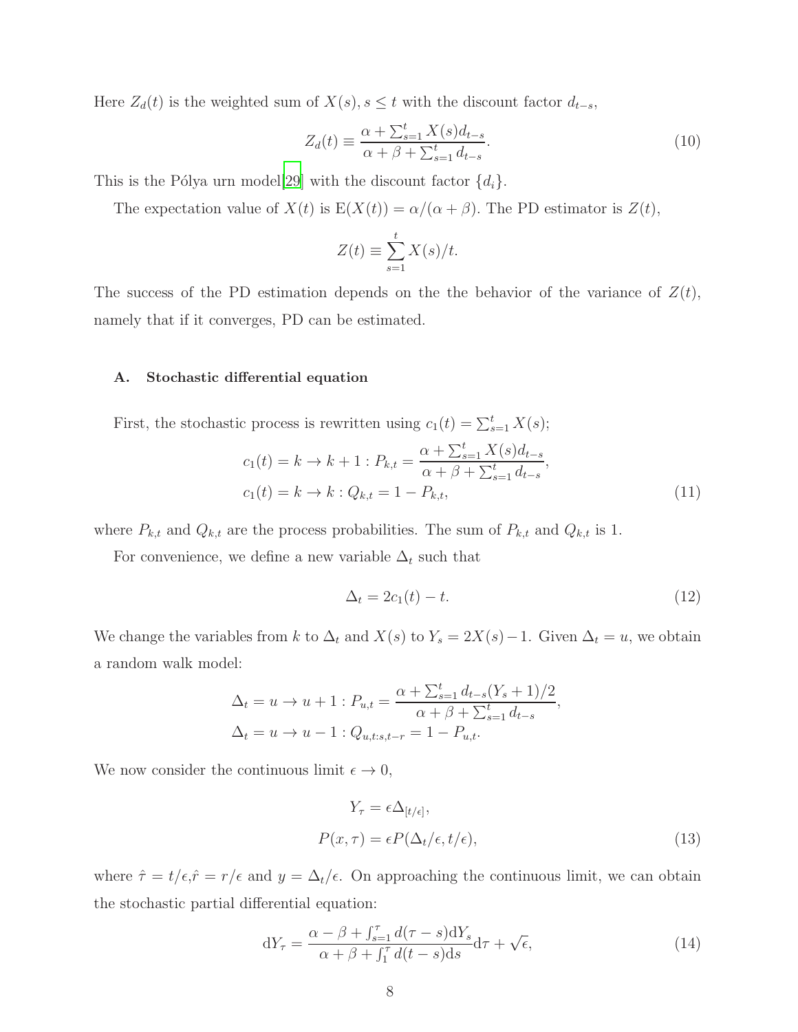Here $Z_d(t)$ is the weighted sum of $X(s), s \leq t$ with the discount factor $d_{t-s}$,

$$
Z_d(t) \equiv \frac{\alpha + \sum_{s=1}^{t} X(s) d_{t-s}}{\alpha + \beta + \sum_{s=1}^{t} d_{t-s}}. \tag{10}
$$

This is the Pólya urn model[29] with the discount factor $\{d_i\}$.

The expectation value of $X(t)$ is $\mathrm{E}(X(t)) = \alpha/(\alpha+\beta)$. The PD estimator is $Z(t)$,

$$
Z(t) \equiv \sum_{s=1}^{t} X(s)/t.
$$

The success of the PD estimation depends on the the behavior of the variance of $Z(t)$, namely that if it converges, PD can be estimated.

### A. Stochastic differential equation

First, the stochastic process is rewritten using $c_1(t) = \sum_{s=1}^{t} X(s)$;

$$
\begin{aligned}
c_1(t) = k \rightarrow k+1 : P_{k,t} &= \frac{\alpha + \sum_{s=1}^{t} X(s) d_{t-s}}{\alpha + \beta + \sum_{s=1}^{t} d_{t-s}}, \\
c_1(t) = k \rightarrow k : Q_{k,t} &= 1 - P_{k,t},
\end{aligned} \tag{11}
$$

where $P_{k,t}$ and $Q_{k,t}$ are the process probabilities. The sum of $P_{k,t}$ and $Q_{k,t}$ is 1.

For convenience, we define a new variable $\Delta_t$ such that

$$
\Delta_t = 2c_1(t) - t. \tag{12}
$$

We change the variables from $k$ to $\Delta_t$ and $X(s)$ to $Y_s = 2X(s) - 1$. Given $\Delta_t = u$, we obtain a random walk model:

$$
\begin{aligned}
\Delta_t = u \rightarrow u+1 : P_{u,t} &= \frac{\alpha + \sum_{s=1}^{t} d_{t-s}(Y_s + 1)/2}{\alpha + \beta + \sum_{s=1}^{t} d_{t-s}}, \\
\Delta_t = u \rightarrow u-1 : Q_{u,t:s,t-r} &= 1 - P_{u,t}.
\end{aligned}
$$

We now consider the continuous limit $\epsilon \rightarrow 0$,

$$
\begin{aligned}
Y_\tau &= \epsilon \Delta_{[t/\epsilon]}, \\
P(x, \tau) &= \epsilon P(\Delta_t/\epsilon, t/\epsilon),
\end{aligned} \tag{13}
$$

where $\hat{\tau} = t/\epsilon$,$\hat{r} = r/\epsilon$ and $y = \Delta_t/\epsilon$. On approaching the continuous limit, we can obtain the stochastic partial differential equation:

$$
\mathrm{d}Y_\tau = \frac{\alpha - \beta + \int_{s=1}^{\tau} d(\tau - s) \mathrm{d}Y_s}{\alpha + \beta + \int_{1}^{\tau} d(t-s) \mathrm{d}s} \mathrm{d}\tau + \sqrt{\epsilon}, \tag{14}
$$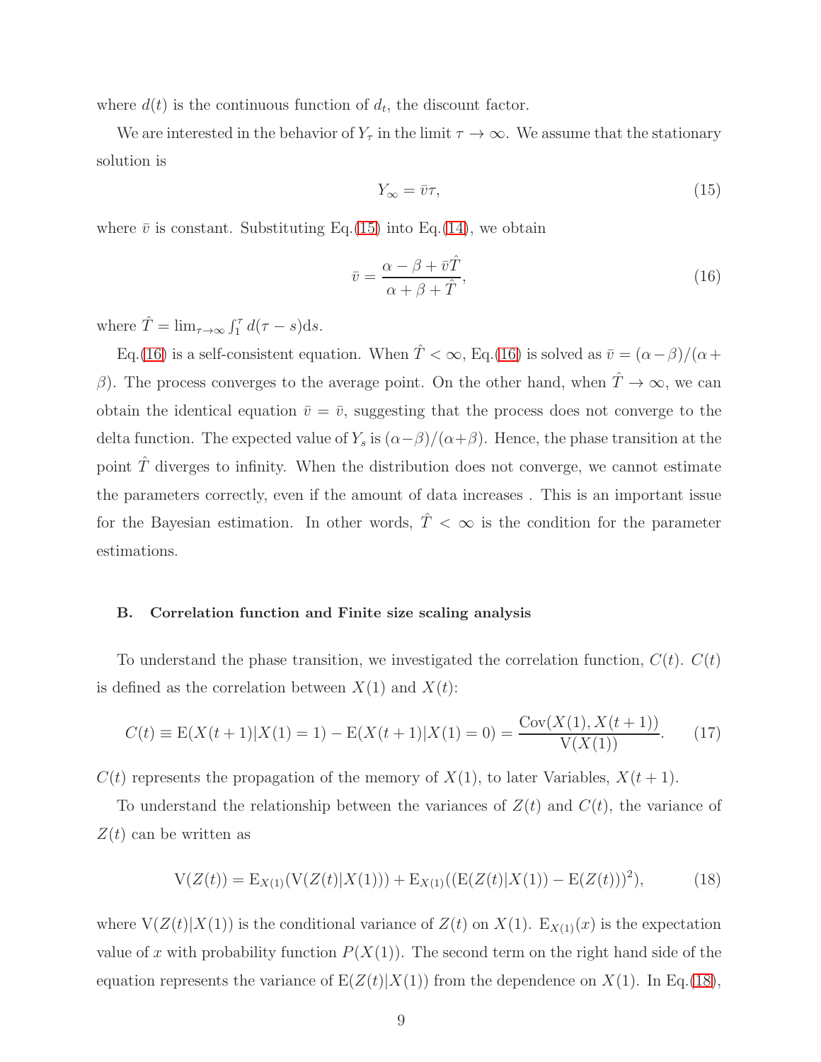where $d(t)$ is the continuous function of $d_t$, the discount factor.

We are interested in the behavior of $Y_\tau$ in the limit $\tau \to \infty$. We assume that the stationary solution is

$$Y_\infty = \bar{v}\tau, \tag{15}$$

where $\bar{v}$ is constant. Substituting Eq.(15) into Eq.(14), we obtain

$$\bar{v} = \frac{\alpha - \beta + \bar{v}\hat{T}}{\alpha + \beta + \hat{T}}, \tag{16}$$

where $\hat{T} = \lim_{\tau\to\infty} \int_1^\tau d(\tau - s)\mathrm{d}s$.

Eq.(16) is a self-consistent equation. When $\hat{T} < \infty$, Eq.(16) is solved as $\bar{v} = (\alpha-\beta)/(\alpha+\beta)$. The process converges to the average point. On the other hand, when $\hat{T} \to \infty$, we can obtain the identical equation $\bar{v} = \bar{v}$, suggesting that the process does not converge to the delta function. The expected value of $Y_s$ is $(\alpha-\beta)/(\alpha+\beta)$. Hence, the phase transition at the point $\hat{T}$ diverges to infinity. When the distribution does not converge, we cannot estimate the parameters correctly, even if the amount of data increases . This is an important issue for the Bayesian estimation. In other words, $\hat{T} < \infty$ is the condition for the parameter estimations.

### B. Correlation function and Finite size scaling analysis

To understand the phase transition, we investigated the correlation function, $C(t)$. $C(t)$ is defined as the correlation between $X(1)$ and $X(t)$:

$$C(t) \equiv \mathrm{E}(X(t+1)|X(1)=1) - \mathrm{E}(X(t+1)|X(1)=0) = \frac{\mathrm{Cov}(X(1), X(t+1))}{\mathrm{V}(X(1))}. \tag{17}$$

$C(t)$ represents the propagation of the memory of $X(1)$, to later Variables, $X(t+1)$.

To understand the relationship between the variances of $Z(t)$ and $C(t)$, the variance of $Z(t)$ can be written as

$$\mathrm{V}(Z(t)) = \mathrm{E}_{X(1)}(\mathrm{V}(Z(t)|X(1))) + \mathrm{E}_{X(1)}((\mathrm{E}(Z(t)|X(1)) - \mathrm{E}(Z(t)))^2), \tag{18}$$

where $\mathrm{V}(Z(t)|X(1))$ is the conditional variance of $Z(t)$ on $X(1)$. $\mathrm{E}_{X(1)}(x)$ is the expectation value of $x$ with probability function $P(X(1))$. The second term on the right hand side of the equation represents the variance of $\mathrm{E}(Z(t)|X(1))$ from the dependence on $X(1)$. In Eq.(18),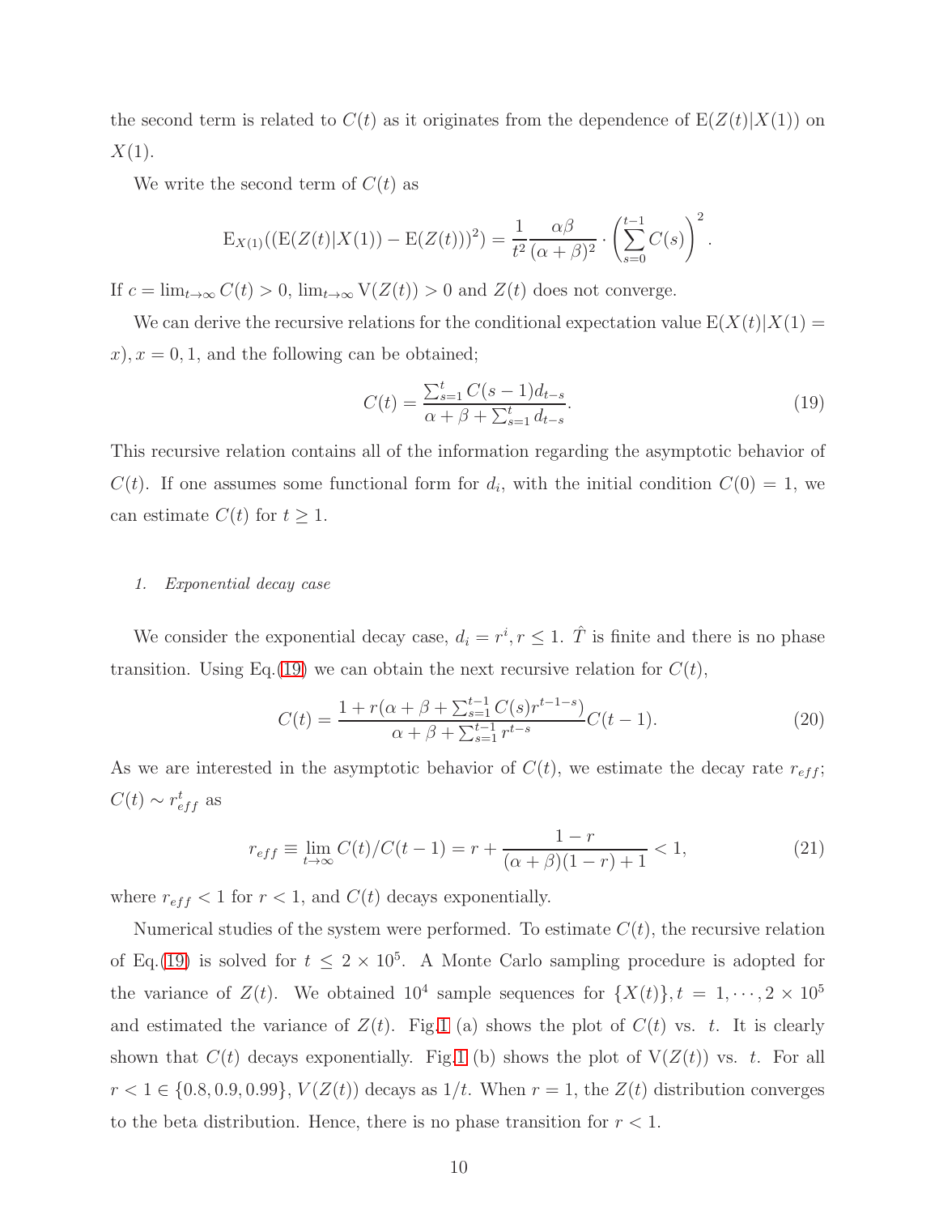the second term is related to $C(t)$ as it originates from the dependence of $\mathrm{E}(Z(t)|X(1))$ on $X(1)$.

We write the second term of $C(t)$ as

$$\mathrm{E}_{X(1)}((\mathrm{E}(Z(t)|X(1)) - \mathrm{E}(Z(t)))^2) = \frac{1}{t^2}\frac{\alpha\beta}{(\alpha+\beta)^2}\cdot\left(\sum_{s=0}^{t-1} C(s)\right)^2.$$

If $c = \lim_{t\to\infty} C(t) > 0$, $\lim_{t\to\infty} \mathrm{V}(Z(t)) > 0$ and $Z(t)$ does not converge.

We can derive the recursive relations for the conditional expectation value $\mathrm{E}(X(t)|X(1) = x), x = 0, 1$, and the following can be obtained;

$$C(t) = \frac{\sum_{s=1}^{t} C(s-1)d_{t-s}}{\alpha+\beta+\sum_{s=1}^{t} d_{t-s}}. \tag{19}$$

This recursive relation contains all of the information regarding the asymptotic behavior of $C(t)$. If one assumes some functional form for $d_i$, with the initial condition $C(0) = 1$, we can estimate $C(t)$ for $t \geq 1$.

### 1. *Exponential decay case*

We consider the exponential decay case, $d_i = r^i, r \leq 1$. $\hat{T}$ is finite and there is no phase transition. Using Eq.(19) we can obtain the next recursive relation for $C(t)$,

$$C(t) = \frac{1 + r(\alpha+\beta+\sum_{s=1}^{t-1} C(s) r^{t-1-s})}{\alpha+\beta+\sum_{s=1}^{t-1} r^{t-s}} C(t-1). \tag{20}$$

As we are interested in the asymptotic behavior of $C(t)$, we estimate the decay rate $r_{eff}$; $C(t) \sim r_{eff}^t$ as

$$r_{eff} \equiv \lim_{t\to\infty} C(t)/C(t-1) = r + \frac{1-r}{(\alpha+\beta)(1-r)+1} < 1, \tag{21}$$

where $r_{eff} < 1$ for $r < 1$, and $C(t)$ decays exponentially.

Numerical studies of the system were performed. To estimate $C(t)$, the recursive relation of Eq.(19) is solved for $t \leq 2 \times 10^5$. A Monte Carlo sampling procedure is adopted for the variance of $Z(t)$. We obtained $10^4$ sample sequences for $\{X(t)\}, t = 1, \cdots, 2 \times 10^5$ and estimated the variance of $Z(t)$. Fig.1 (a) shows the plot of $C(t)$ vs. $t$. It is clearly shown that $C(t)$ decays exponentially. Fig.1 (b) shows the plot of $\mathrm{V}(Z(t))$ vs. $t$. For all $r < 1 \in \{0.8, 0.9, 0.99\}$, $V(Z(t))$ decays as $1/t$. When $r = 1$, the $Z(t)$ distribution converges to the beta distribution. Hence, there is no phase transition for $r < 1$.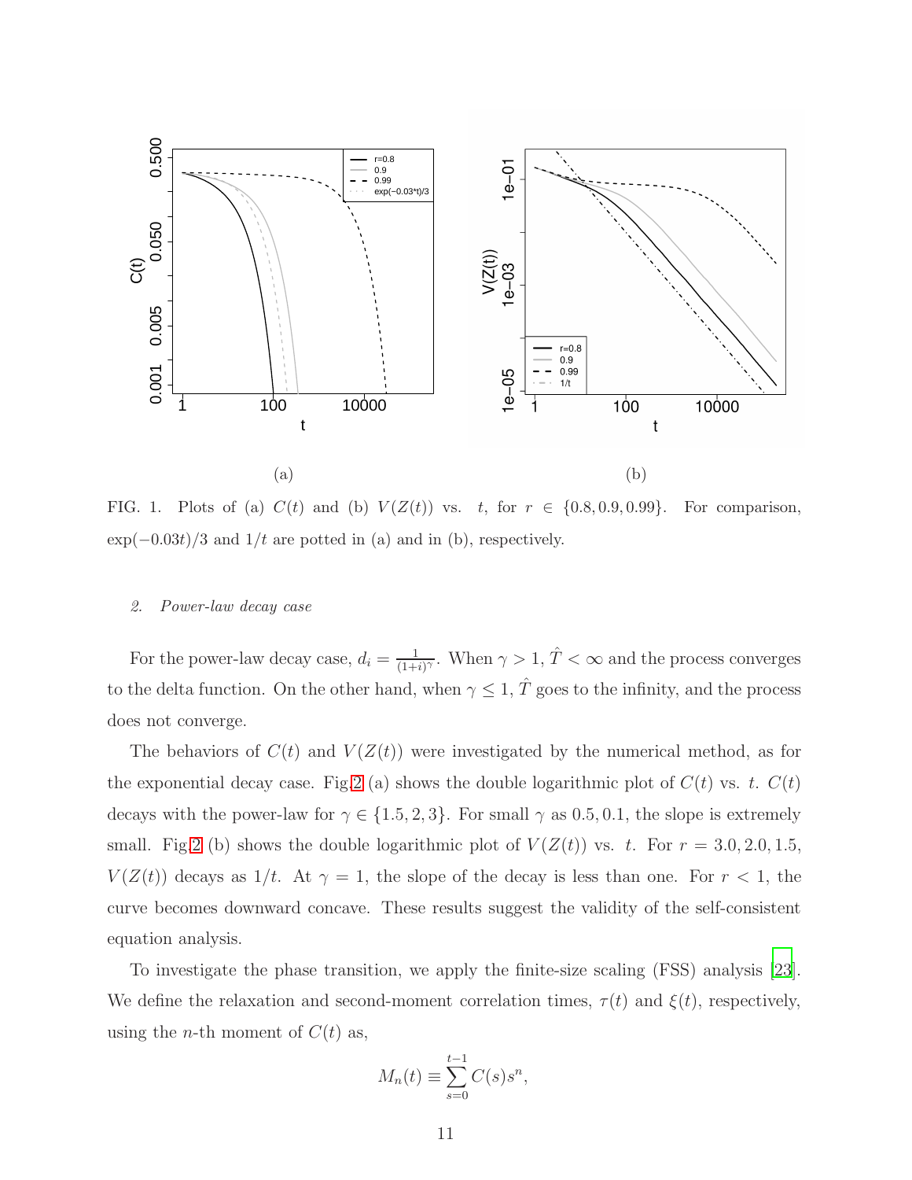FIG. 1. Plots of (a) $C(t)$ and (b) $V(Z(t))$ vs. $t$, for $r \in \{0.8, 0.9, 0.99\}$. For comparison, $\exp(-0.03t)/3$ and $1/t$ are potted in (a) and in (b), respectively.

#### 2. *Power-law decay case*

For the power-law decay case, $d_i = \frac{1}{(1+i)^\gamma}$. When $\gamma > 1$, $\hat{T} < \infty$ and the process converges to the delta function. On the other hand, when $\gamma \leq 1$, $\hat{T}$ goes to the infinity, and the process does not converge.

The behaviors of $C(t)$ and $V(Z(t))$ were investigated by the numerical method, as for the exponential decay case. Fig.2 (a) shows the double logarithmic plot of $C(t)$ vs. $t$. $C(t)$ decays with the power-law for $\gamma \in \{1.5, 2, 3\}$. For small $\gamma$ as $0.5, 0.1$, the slope is extremely small. Fig.2 (b) shows the double logarithmic plot of $V(Z(t))$ vs. $t$. For $r = 3.0, 2.0, 1.5$, $V(Z(t))$ decays as $1/t$. At $\gamma = 1$, the slope of the decay is less than one. For $r < 1$, the curve becomes downward concave. These results suggest the validity of the self-consistent equation analysis.

To investigate the phase transition, we apply the finite-size scaling (FSS) analysis [23]. We define the relaxation and second-moment correlation times, $\tau(t)$ and $\xi(t)$, respectively, using the $n$-th moment of $C(t)$ as,

$$M_n(t) \equiv \sum_{s=0}^{t-1} C(s)s^n,$$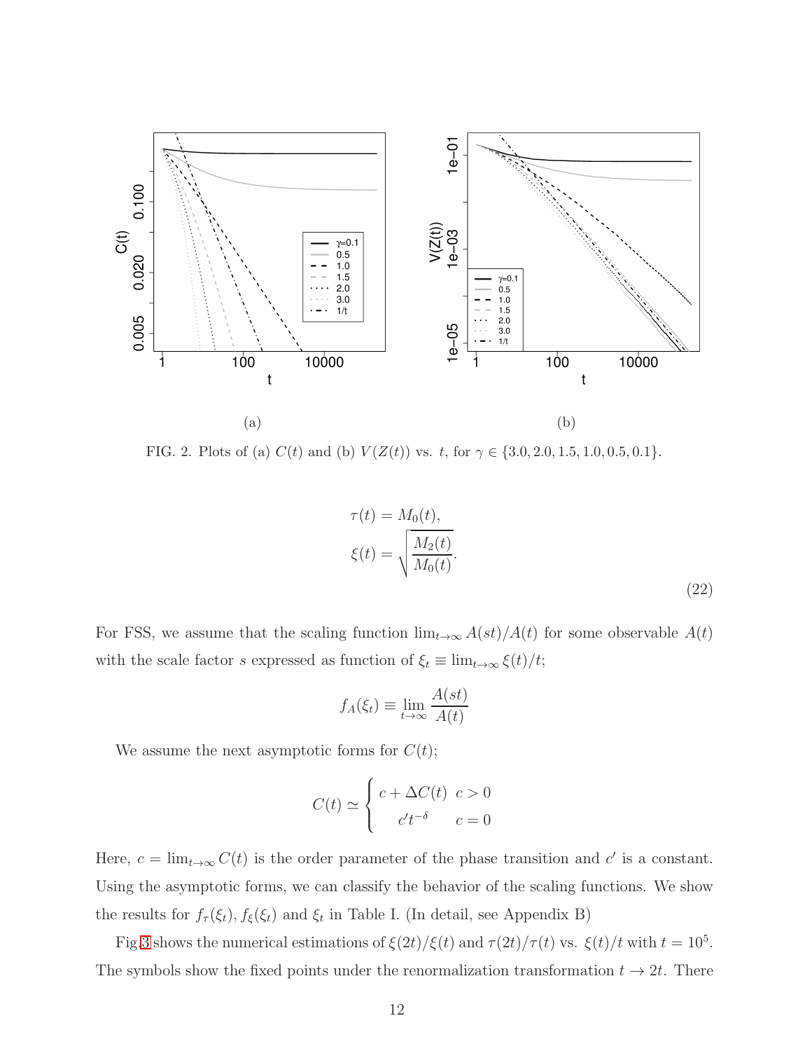(a)

(b)

FIG. 2. Plots of (a) $C(t)$ and (b) $V(Z(t))$ vs. $t$, for $\gamma \in \{3.0, 2.0, 1.5, 1.0, 0.5, 0.1\}$.

$$
\begin{aligned}
\tau(t) &= M_0(t), \\
\xi(t) &= \sqrt{\frac{M_2(t)}{M_0(t)}}.
\end{aligned}
\tag{22}
$$

For FSS, we assume that the scaling function $\lim_{t\to\infty} A(st)/A(t)$ for some observable $A(t)$ with the scale factor $s$ expressed as function of $\xi_t \equiv \lim_{t\to\infty} \xi(t)/t$;

$$
f_A(\xi_t) \equiv \lim_{t\to\infty} \frac{A(st)}{A(t)}
$$

We assume the next asymptotic forms for $C(t)$;

$$
C(t) \simeq \begin{cases} c + \Delta C(t) & c > 0 \\ c' t^{-\delta} & c = 0 \end{cases}
$$

Here, $c = \lim_{t\to\infty} C(t)$ is the order parameter of the phase transition and $c'$ is a constant. Using the asymptotic forms, we can classify the behavior of the scaling functions. We show the results for $f_\tau(\xi_t)$, $f_\xi(\xi_t)$ and $\xi_t$ in Table I. (In detail, see Appendix B)

Fig.3 shows the numerical estimations of $\xi(2t)/\xi(t)$ and $\tau(2t)/\tau(t)$ vs. $\xi(t)/t$ with $t = 10^5$. The symbols show the fixed points under the renormalization transformation $t \to 2t$. There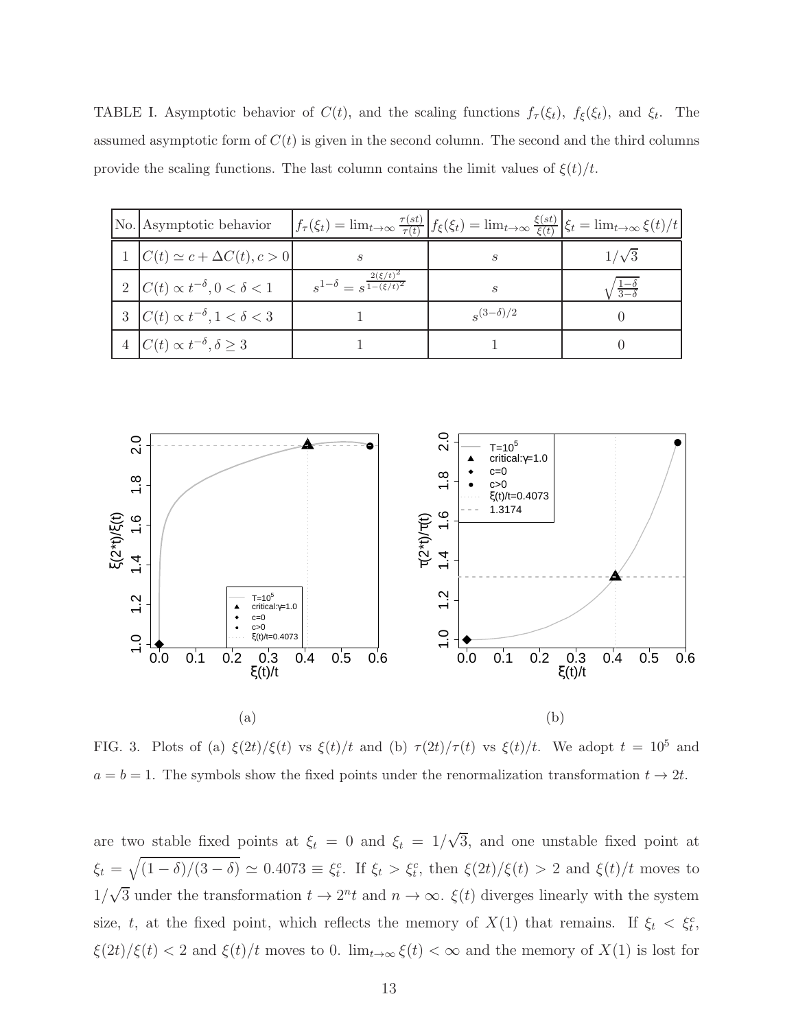TABLE I. Asymptotic behavior of $C(t)$, and the scaling functions $f_\tau(\xi_t)$, $f_\xi(\xi_t)$, and $\xi_t$. The assumed asymptotic form of $C(t)$ is given in the second column. The second and the third columns provide the scaling functions. The last column contains the limit values of $\xi(t)/t$.

| No. | Asymptotic behavior | $f_\tau(\xi_t) = \lim_{t\to\infty} \frac{\tau(st)}{\tau(t)}$ | $f_\xi(\xi_t) = \lim_{t\to\infty} \frac{\xi(st)}{\xi(t)}$ | $\xi_t = \lim_{t\to\infty} \xi(t)/t$ |
|---|---|---|---|---|
| 1 | $C(t) \simeq c + \Delta C(t), c > 0$ | $s$ | $s$ | $1/\sqrt{3}$ |
| 2 | $C(t) \propto t^{-\delta}, 0 < \delta < 1$ | $s^{1-\delta} = s^{\frac{2(\xi/t)^2}{1-(\xi/t)^2}}$ | $s$ | $\sqrt{\frac{1-\delta}{3-\delta}}$ |
| 3 | $C(t) \propto t^{-\delta}, 1 < \delta < 3$ | 1 | $s^{(3-\delta)/2}$ | 0 |
| 4 | $C(t) \propto t^{-\delta}, \delta \geq 3$ | 1 | 1 | 0 |

(a)

(b)

FIG. 3. Plots of (a) $\xi(2t)/\xi(t)$ vs $\xi(t)/t$ and (b) $\tau(2t)/\tau(t)$ vs $\xi(t)/t$. We adopt $t = 10^5$ and $a = b = 1$. The symbols show the fixed points under the renormalization transformation $t \to 2t$.

are two stable fixed points at $\xi_t = 0$ and $\xi_t = 1/\sqrt{3}$, and one unstable fixed point at $\xi_t = \sqrt{(1-\delta)/(3-\delta)} \simeq 0.4073 \equiv \xi_t^c$. If $\xi_t > \xi_t^c$, then $\xi(2t)/\xi(t) > 2$ and $\xi(t)/t$ moves to $1/\sqrt{3}$ under the transformation $t \to 2^n t$ and $n \to \infty$. $\xi(t)$ diverges linearly with the system size, $t$, at the fixed point, which reflects the memory of $X(1)$ that remains. If $\xi_t < \xi_t^c$, $\xi(2t)/\xi(t) < 2$ and $\xi(t)/t$ moves to 0. $\lim_{t\to\infty} \xi(t) < \infty$ and the memory of $X(1)$ is lost for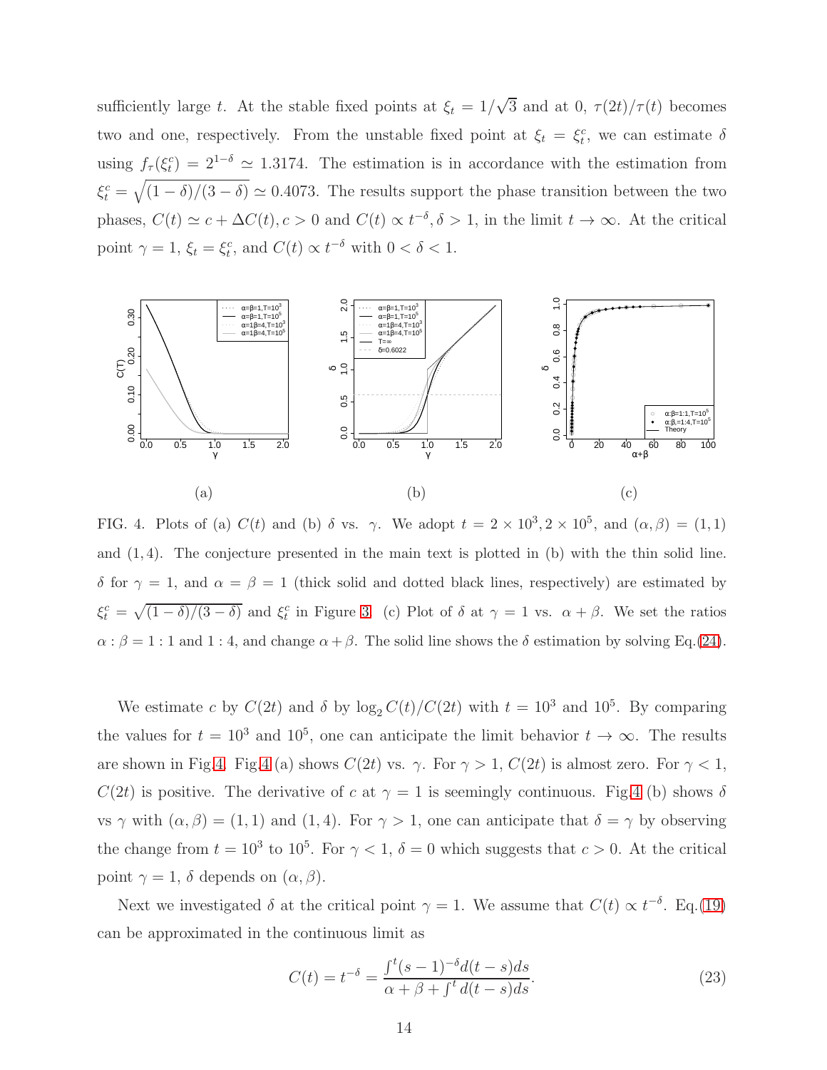sufficiently large $t$. At the stable fixed points at $\xi_t = 1/\sqrt{3}$ and at 0, $\tau(2t)/\tau(t)$ becomes two and one, respectively. From the unstable fixed point at $\xi_t = \xi_t^c$, we can estimate $\delta$ using $f_\tau(\xi_t^c) = 2^{1-\delta} \simeq 1.3174$. The estimation is in accordance with the estimation from $\xi_t^c = \sqrt{(1-\delta)/(3-\delta)} \simeq 0.4073$. The results support the phase transition between the two phases, $C(t) \simeq c + \Delta C(t), c > 0$ and $C(t) \propto t^{-\delta}, \delta > 1$, in the limit $t \to \infty$. At the critical point $\gamma = 1$, $\xi_t = \xi_t^c$, and $C(t) \propto t^{-\delta}$ with $0 < \delta < 1$.

FIG. 4. Plots of (a) $C(t)$ and (b) $\delta$ vs. $\gamma$. We adopt $t = 2 \times 10^3, 2 \times 10^5$, and $(\alpha, \beta) = (1, 1)$ and $(1, 4)$. The conjecture presented in the main text is plotted in (b) with the thin solid line. $\delta$ for $\gamma = 1$, and $\alpha = \beta = 1$ (thick solid and dotted black lines, respectively) are estimated by $\xi_t^c = \sqrt{(1-\delta)/(3-\delta)}$ and $\xi_t^c$ in Figure 3. (c) Plot of $\delta$ at $\gamma = 1$ vs. $\alpha + \beta$. We set the ratios $\alpha : \beta = 1 : 1$ and $1 : 4$, and change $\alpha + \beta$. The solid line shows the $\delta$ estimation by solving Eq.(24).

We estimate $c$ by $C(2t)$ and $\delta$ by $\log_2 C(t)/C(2t)$ with $t = 10^3$ and $10^5$. By comparing the values for $t = 10^3$ and $10^5$, one can anticipate the limit behavior $t \to \infty$. The results are shown in Fig.4. Fig.4 (a) shows $C(2t)$ vs. $\gamma$. For $\gamma > 1$, $C(2t)$ is almost zero. For $\gamma < 1$, $C(2t)$ is positive. The derivative of $c$ at $\gamma = 1$ is seemingly continuous. Fig.4 (b) shows $\delta$ vs $\gamma$ with $(\alpha, \beta) = (1, 1)$ and $(1, 4)$. For $\gamma > 1$, one can anticipate that $\delta = \gamma$ by observing the change from $t = 10^3$ to $10^5$. For $\gamma < 1$, $\delta = 0$ which suggests that $c > 0$. At the critical point $\gamma = 1$, $\delta$ depends on $(\alpha, \beta)$.

Next we investigated $\delta$ at the critical point $\gamma = 1$. We assume that $C(t) \propto t^{-\delta}$. Eq.(19) can be approximated in the continuous limit as

$$C(t) = t^{-\delta} = \frac{\int^t (s-1)^{-\delta} d(t-s) ds}{\alpha + \beta + \int^t d(t-s) ds}. \tag{23}$$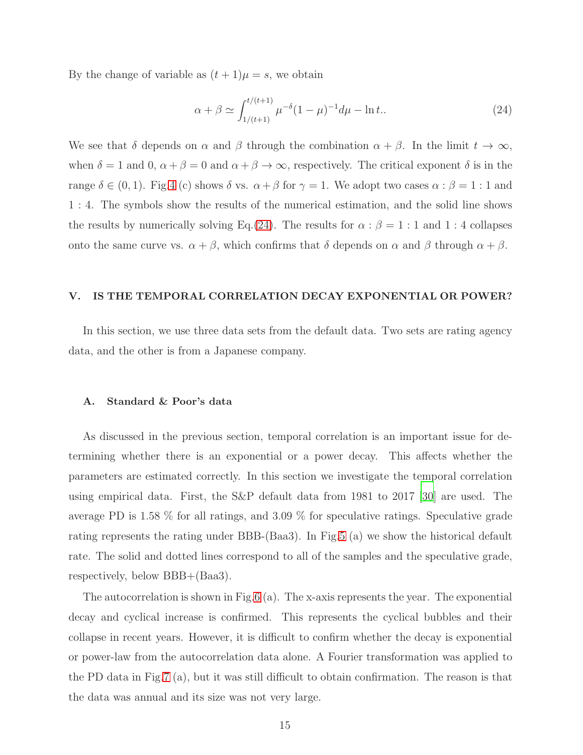By the change of variable as $(t+1)\mu = s$, we obtain

$$\alpha + \beta \simeq \int_{1/(t+1)}^{t/(t+1)} \mu^{-\delta}(1-\mu)^{-1} d\mu - \ln t.. \tag{24}$$

We see that $\delta$ depends on $\alpha$ and $\beta$ through the combination $\alpha + \beta$. In the limit $t \to \infty$, when $\delta = 1$ and 0, $\alpha + \beta = 0$ and $\alpha + \beta \to \infty$, respectively. The critical exponent $\delta$ is in the range $\delta \in (0, 1)$. Fig.4 (c) shows $\delta$ vs. $\alpha + \beta$ for $\gamma = 1$. We adopt two cases $\alpha : \beta = 1 : 1$ and $1 : 4$. The symbols show the results of the numerical estimation, and the solid line shows the results by numerically solving Eq.(24). The results for $\alpha : \beta = 1 : 1$ and $1 : 4$ collapses onto the same curve vs. $\alpha + \beta$, which confirms that $\delta$ depends on $\alpha$ and $\beta$ through $\alpha + \beta$.

## V. IS THE TEMPORAL CORRELATION DECAY EXPONENTIAL OR POWER?

In this section, we use three data sets from the default data. Two sets are rating agency data, and the other is from a Japanese company.

### A. Standard & Poor's data

As discussed in the previous section, temporal correlation is an important issue for determining whether there is an exponential or a power decay. This affects whether the parameters are estimated correctly. In this section we investigate the temporal correlation using empirical data. First, the S&P default data from 1981 to 2017 [30] are used. The average PD is 1.58 % for all ratings, and 3.09 % for speculative ratings. Speculative grade rating represents the rating under BBB-(Baa3). In Fig.5 (a) we show the historical default rate. The solid and dotted lines correspond to all of the samples and the speculative grade, respectively, below BBB+(Baa3).

The autocorrelation is shown in Fig.6 (a). The x-axis represents the year. The exponential decay and cyclical increase is confirmed. This represents the cyclical bubbles and their collapse in recent years. However, it is difficult to confirm whether the decay is exponential or power-law from the autocorrelation data alone. A Fourier transformation was applied to the PD data in Fig.7 (a), but it was still difficult to obtain confirmation. The reason is that the data was annual and its size was not very large.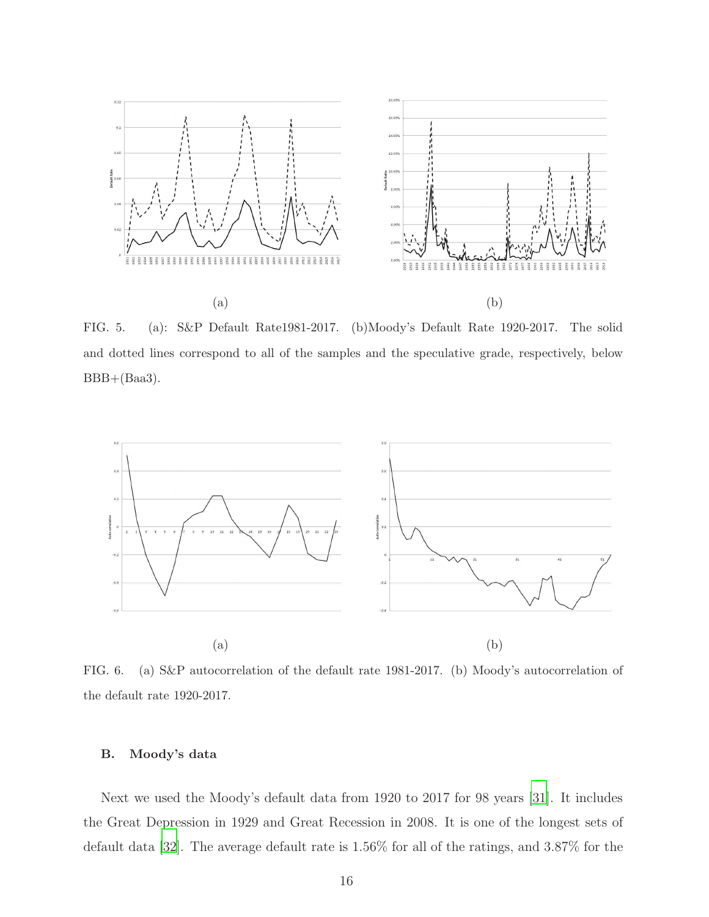(a) (b)

FIG. 5. (a): S&P Default Rate1981-2017. (b)Moody's Default Rate 1920-2017. The solid and dotted lines correspond to all of the samples and the speculative grade, respectively, below BBB+(Baa3).

(a) (b)

FIG. 6. (a) S&P autocorrelation of the default rate 1981-2017. (b) Moody's autocorrelation of the default rate 1920-2017.

### B. Moody's data

Next we used the Moody's default data from 1920 to 2017 for 98 years [31]. It includes the Great Depression in 1929 and Great Recession in 2008. It is one of the longest sets of default data [32]. The average default rate is 1.56% for all of the ratings, and 3.87% for the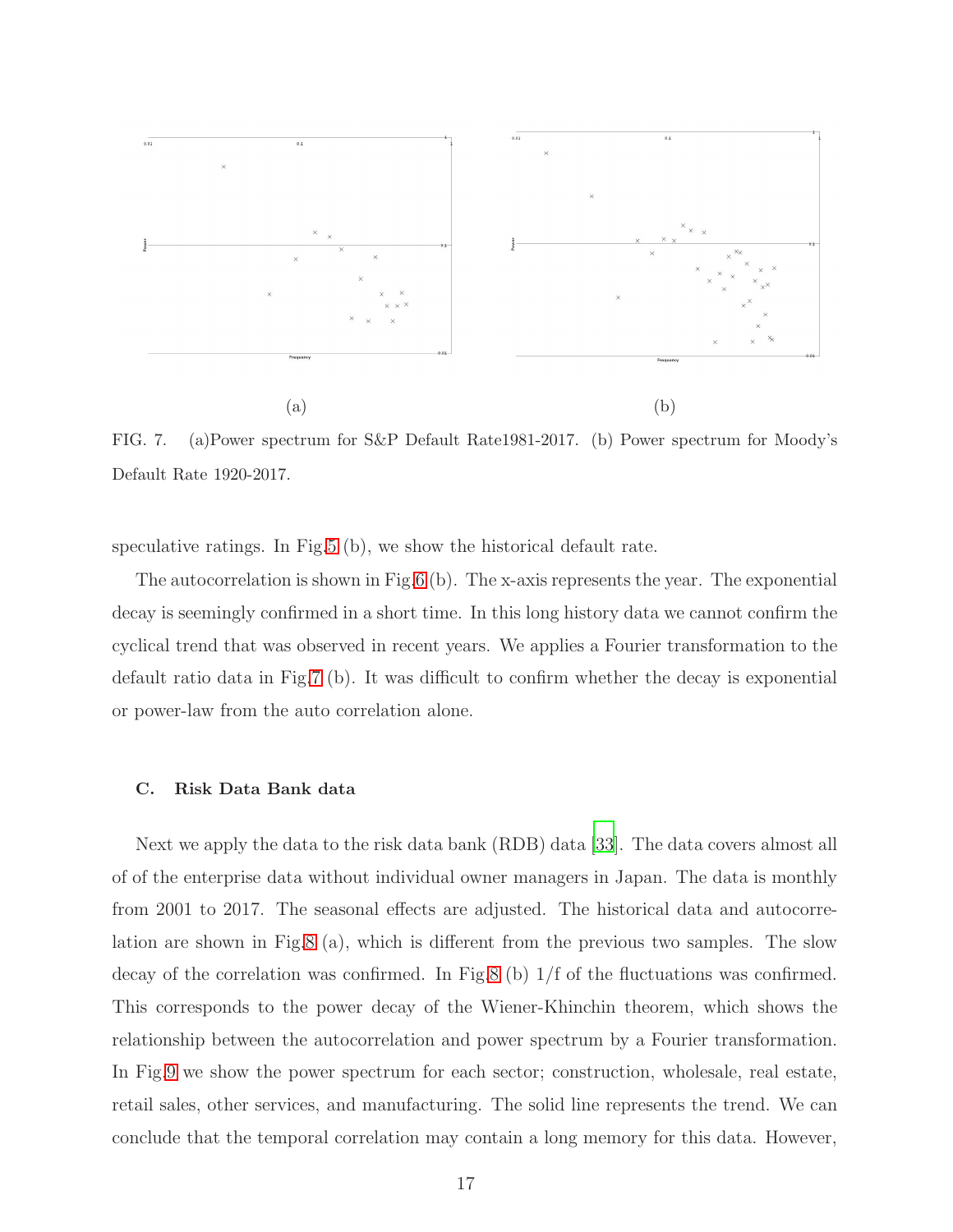FIG. 7. (a)Power spectrum for S&P Default Rate1981-2017. (b) Power spectrum for Moody's Default Rate 1920-2017.

speculative ratings. In Fig.5 (b), we show the historical default rate.

The autocorrelation is shown in Fig.6 (b). The x-axis represents the year. The exponential decay is seemingly confirmed in a short time. In this long history data we cannot confirm the cyclical trend that was observed in recent years. We applies a Fourier transformation to the default ratio data in Fig.7 (b). It was difficult to confirm whether the decay is exponential or power-law from the auto correlation alone.

### C. Risk Data Bank data

Next we apply the data to the risk data bank (RDB) data [33]. The data covers almost all of of the enterprise data without individual owner managers in Japan. The data is monthly from 2001 to 2017. The seasonal effects are adjusted. The historical data and autocorrelation are shown in Fig.8 (a), which is different from the previous two samples. The slow decay of the correlation was confirmed. In Fig.8 (b) 1/f of the fluctuations was confirmed. This corresponds to the power decay of the Wiener-Khinchin theorem, which shows the relationship between the autocorrelation and power spectrum by a Fourier transformation. In Fig.9 we show the power spectrum for each sector; construction, wholesale, real estate, retail sales, other services, and manufacturing. The solid line represents the trend. We can conclude that the temporal correlation may contain a long memory for this data. However,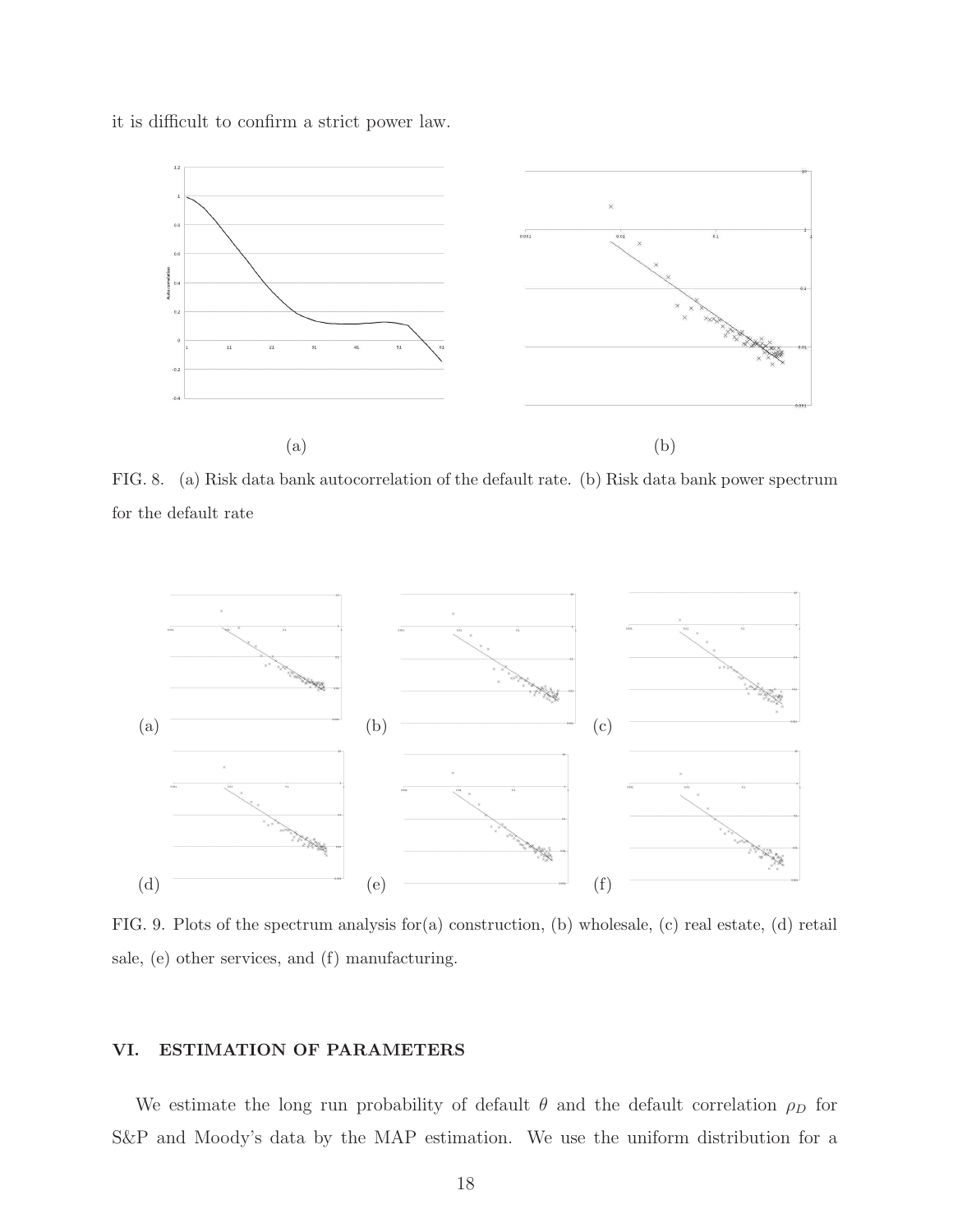it is difficult to confirm a strict power law.

FIG. 8. (a) Risk data bank autocorrelation of the default rate. (b) Risk data bank power spectrum for the default rate

FIG. 9. Plots of the spectrum analysis for(a) construction, (b) wholesale, (c) real estate, (d) retail sale, (e) other services, and (f) manufacturing.

## VI. ESTIMATION OF PARAMETERS

We estimate the long run probability of default $\theta$ and the default correlation $\rho_D$ for S&P and Moody's data by the MAP estimation. We use the uniform distribution for a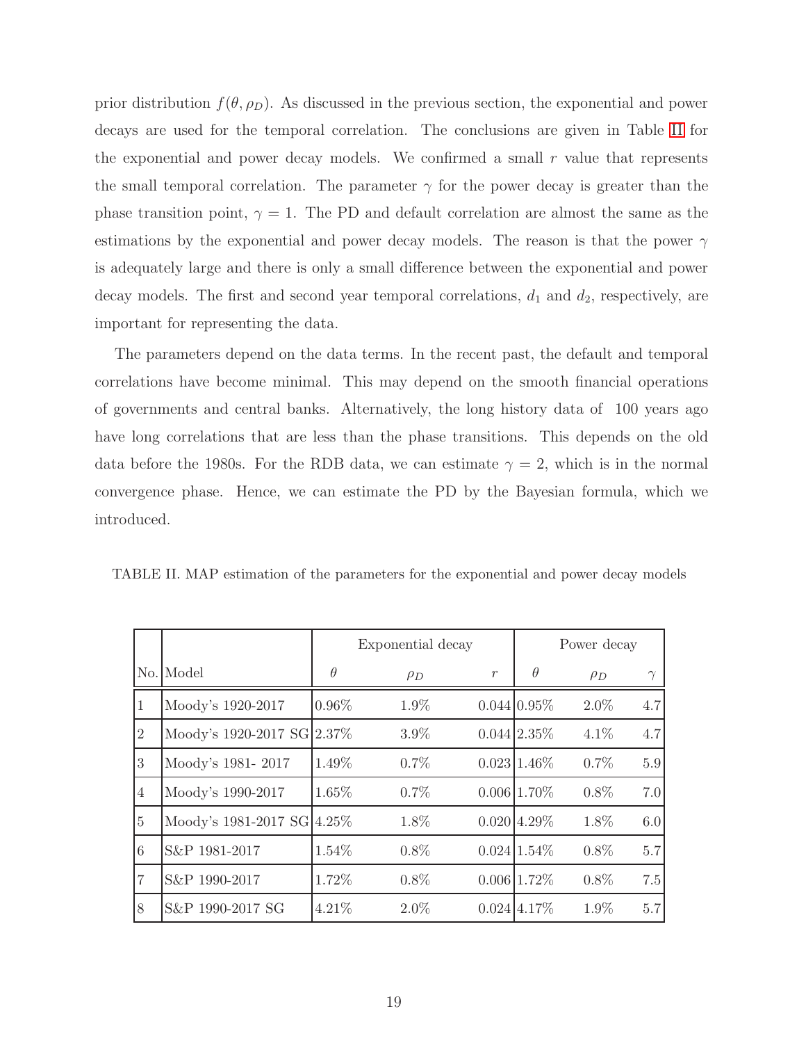prior distribution $f(\theta, \rho_D)$. As discussed in the previous section, the exponential and power decays are used for the temporal correlation. The conclusions are given in Table II for the exponential and power decay models. We confirmed a small $r$ value that represents the small temporal correlation. The parameter $\gamma$ for the power decay is greater than the phase transition point, $\gamma = 1$. The PD and default correlation are almost the same as the estimations by the exponential and power decay models. The reason is that the power $\gamma$ is adequately large and there is only a small difference between the exponential and power decay models. The first and second year temporal correlations, $d_1$ and $d_2$, respectively, are important for representing the data.

The parameters depend on the data terms. In the recent past, the default and temporal correlations have become minimal. This may depend on the smooth financial operations of governments and central banks. Alternatively, the long history data of 100 years ago have long correlations that are less than the phase transitions. This depends on the old data before the 1980s. For the RDB data, we can estimate $\gamma = 2$, which is in the normal convergence phase. Hence, we can estimate the PD by the Bayesian formula, which we introduced.

TABLE II. MAP estimation of the parameters for the exponential and power decay models

| | | Exponential decay | | | Power decay | | |
|---|---|---|---|---|---|---|---|
| No. | Model | $\theta$ | $\rho_D$ | $r$ | $\theta$ | $\rho_D$ | $\gamma$ |
| 1 | Moody's 1920-2017 | 0.96% | 1.9% | 0.044 | 0.95% | 2.0% | 4.7 |
| 2 | Moody's 1920-2017 SG | 2.37% | 3.9% | 0.044 | 2.35% | 4.1% | 4.7 |
| 3 | Moody's 1981- 2017 | 1.49% | 0.7% | 0.023 | 1.46% | 0.7% | 5.9 |
| 4 | Moody's 1990-2017 | 1.65% | 0.7% | 0.006 | 1.70% | 0.8% | 7.0 |
| 5 | Moody's 1981-2017 SG | 4.25% | 1.8% | 0.020 | 4.29% | 1.8% | 6.0 |
| 6 | S&P 1981-2017 | 1.54% | 0.8% | 0.024 | 1.54% | 0.8% | 5.7 |
| 7 | S&P 1990-2017 | 1.72% | 0.8% | 0.006 | 1.72% | 0.8% | 7.5 |
| 8 | S&P 1990-2017 SG | 4.21% | 2.0% | 0.024 | 4.17% | 1.9% | 5.7 |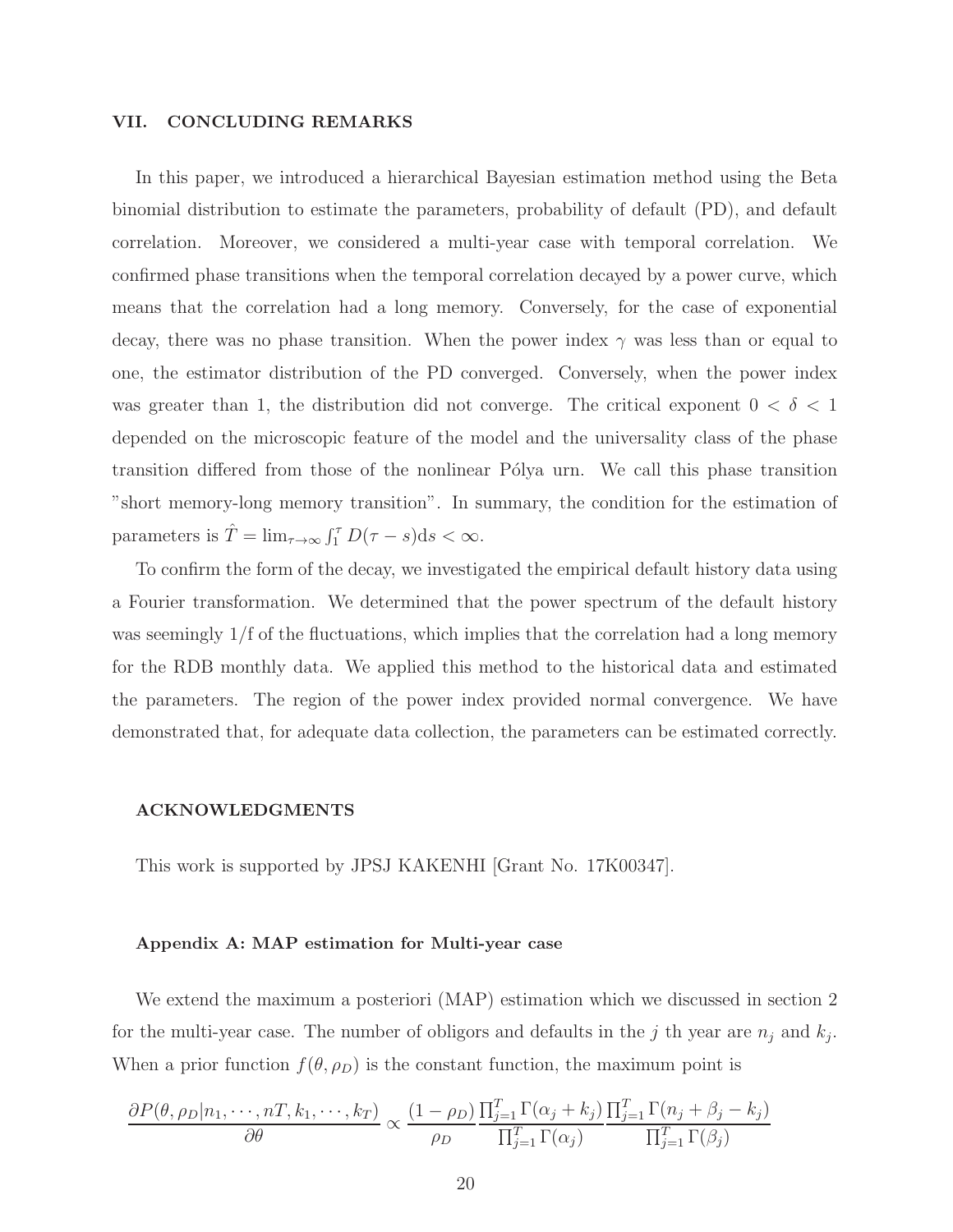## VII. CONCLUDING REMARKS

In this paper, we introduced a hierarchical Bayesian estimation method using the Beta binomial distribution to estimate the parameters, probability of default (PD), and default correlation. Moreover, we considered a multi-year case with temporal correlation. We confirmed phase transitions when the temporal correlation decayed by a power curve, which means that the correlation had a long memory. Conversely, for the case of exponential decay, there was no phase transition. When the power index $\gamma$ was less than or equal to one, the estimator distribution of the PD converged. Conversely, when the power index was greater than 1, the distribution did not converge. The critical exponent $0 < \delta < 1$ depended on the microscopic feature of the model and the universality class of the phase transition differed from those of the nonlinear Pólya urn. We call this phase transition "short memory-long memory transition". In summary, the condition for the estimation of parameters is $\hat{T} = \lim_{\tau\to\infty} \int_1^{\tau} D(\tau - s)\mathrm{d}s < \infty$.

To confirm the form of the decay, we investigated the empirical default history data using a Fourier transformation. We determined that the power spectrum of the default history was seemingly 1/f of the fluctuations, which implies that the correlation had a long memory for the RDB monthly data. We applied this method to the historical data and estimated the parameters. The region of the power index provided normal convergence. We have demonstrated that, for adequate data collection, the parameters can be estimated correctly.

## ACKNOWLEDGMENTS

This work is supported by JPSJ KAKENHI [Grant No. 17K00347].

### Appendix A: MAP estimation for Multi-year case

We extend the maximum a posteriori (MAP) estimation which we discussed in section 2 for the multi-year case. The number of obligors and defaults in the $j$ th year are $n_j$ and $k_j$. When a prior function $f(\theta, \rho_D)$ is the constant function, the maximum point is

$$\frac{\partial P(\theta, \rho_D | n_1, \cdots, nT, k_1, \cdots, k_T)}{\partial \theta} \propto \frac{(1-\rho_D)}{\rho_D} \frac{\prod_{j=1}^{T} \Gamma(\alpha_j + k_j)}{\prod_{j=1}^{T} \Gamma(\alpha_j)} \frac{\prod_{j=1}^{T} \Gamma(n_j + \beta_j - k_j)}{\prod_{j=1}^{T} \Gamma(\beta_j)}$$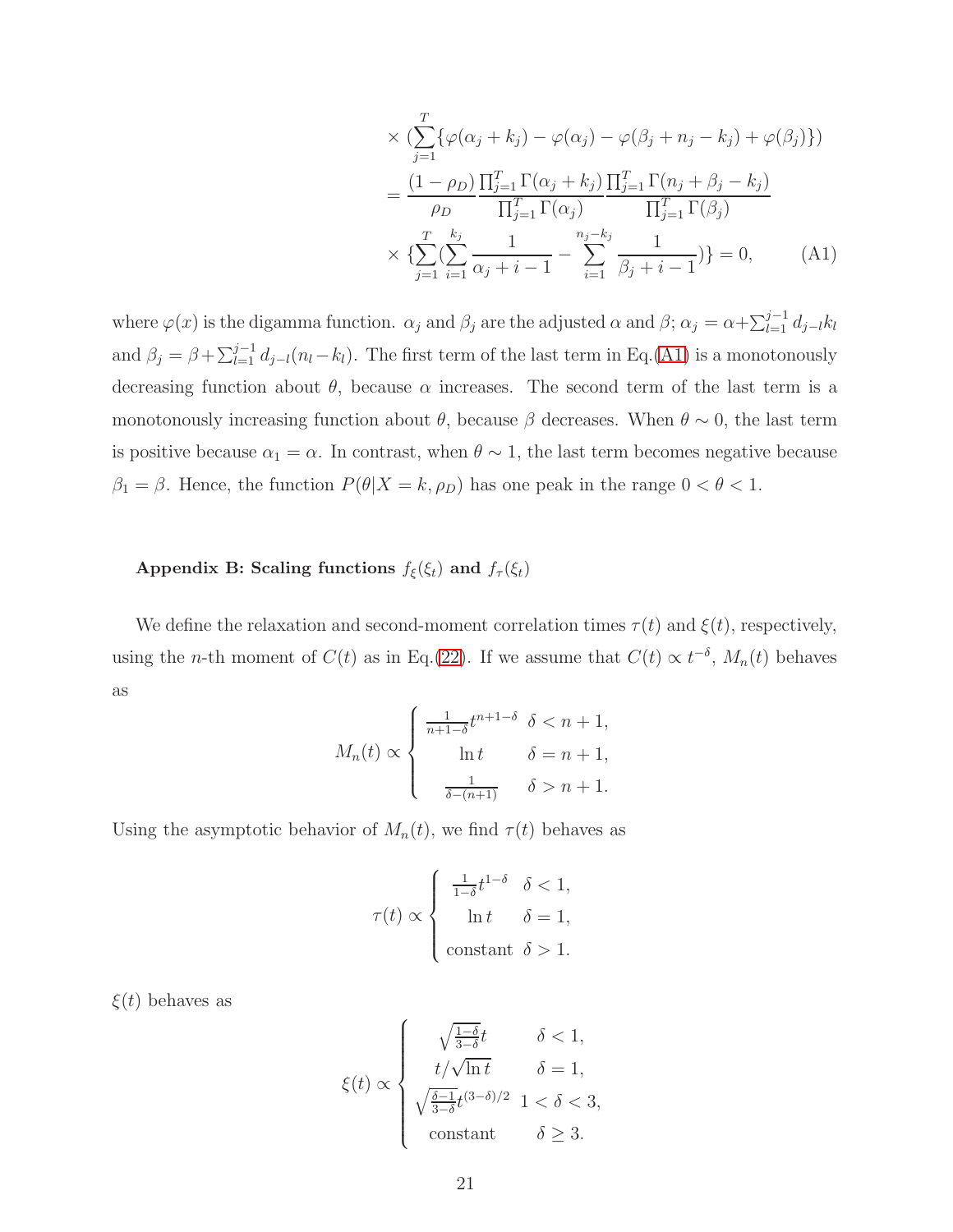$$
\times (\sum_{j=1}^{T}\{\varphi(\alpha_j + k_j) - \varphi(\alpha_j) - \varphi(\beta_j + n_j - k_j) + \varphi(\beta_j)\})
$$

$$
= \frac{(1-\rho_D)}{\rho_D} \frac{\prod_{j=1}^{T}\Gamma(\alpha_j + k_j)}{\prod_{j=1}^{T}\Gamma(\alpha_j)} \frac{\prod_{j=1}^{T}\Gamma(n_j + \beta_j - k_j)}{\prod_{j=1}^{T}\Gamma(\beta_j)}
$$

$$
\times \{\sum_{j=1}^{T}(\sum_{i=1}^{k_j}\frac{1}{\alpha_j + i - 1} - \sum_{i=1}^{n_j - k_j}\frac{1}{\beta_j + i - 1})\} = 0, \tag{A1}
$$

where $\varphi(x)$ is the digamma function. $\alpha_j$ and $\beta_j$ are the adjusted $\alpha$ and $\beta$; $\alpha_j = \alpha + \sum_{l=1}^{j-1} d_{j-l}k_l$ and $\beta_j = \beta + \sum_{l=1}^{j-1} d_{j-l}(n_l - k_l)$. The first term of the last term in Eq.(A1) is a monotonously decreasing function about $\theta$, because $\alpha$ increases. The second term of the last term is a monotonously increasing function about $\theta$, because $\beta$ decreases. When $\theta \sim 0$, the last term is positive because $\alpha_1 = \alpha$. In contrast, when $\theta \sim 1$, the last term becomes negative because $\beta_1 = \beta$. Hence, the function $P(\theta|X = k, \rho_D)$ has one peak in the range $0 < \theta < 1$.

### Appendix B: Scaling functions $f_\xi(\xi_t)$ and $f_\tau(\xi_t)$

We define the relaxation and second-moment correlation times $\tau(t)$ and $\xi(t)$, respectively, using the $n$-th moment of $C(t)$ as in Eq.(22). If we assume that $C(t) \propto t^{-\delta}$, $M_n(t)$ behaves as

$$
M_n(t) \propto \begin{cases} \frac{1}{n+1-\delta}t^{n+1-\delta} & \delta < n+1, \\ \ln t & \delta = n+1, \\ \frac{1}{\delta-(n+1)} & \delta > n+1. \end{cases}
$$

Using the asymptotic behavior of $M_n(t)$, we find $\tau(t)$ behaves as

$$
\tau(t) \propto \begin{cases} \frac{1}{1-\delta}t^{1-\delta} & \delta < 1, \\ \ln t & \delta = 1, \\ \text{constant} & \delta > 1. \end{cases}
$$

$\xi(t)$ behaves as

$$
\xi(t) \propto \begin{cases} \sqrt{\frac{1-\delta}{3-\delta}}t & \delta < 1, \\ t/\sqrt{\ln t} & \delta = 1, \\ \sqrt{\frac{\delta-1}{3-\delta}}t^{(3-\delta)/2} & 1 < \delta < 3, \\ \text{constant} & \delta \geq 3. \end{cases}
$$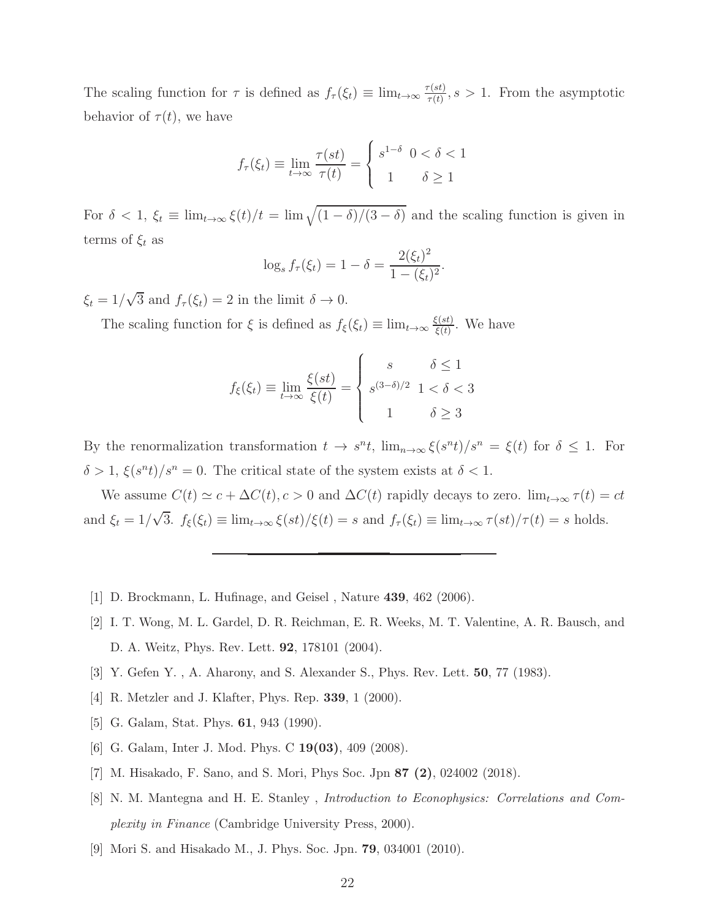The scaling function for $\tau$ is defined as $f_\tau(\xi_t) \equiv \lim_{t\to\infty} \frac{\tau(st)}{\tau(t)}, s > 1$. From the asymptotic behavior of $\tau(t)$, we have

$$f_\tau(\xi_t) \equiv \lim_{t\to\infty} \frac{\tau(st)}{\tau(t)} = \begin{cases} s^{1-\delta} & 0 < \delta < 1 \\ 1 & \delta \geq 1 \end{cases}$$

For $\delta < 1$, $\xi_t \equiv \lim_{t\to\infty} \xi(t)/t = \lim \sqrt{(1-\delta)/(3-\delta)}$ and the scaling function is given in terms of $\xi_t$ as

$$\log_s f_\tau(\xi_t) = 1 - \delta = \frac{2(\xi_t)^2}{1-(\xi_t)^2}.$$

$\xi_t = 1/\sqrt{3}$ and $f_\tau(\xi_t) = 2$ in the limit $\delta \to 0$.

The scaling function for $\xi$ is defined as $f_\xi(\xi_t) \equiv \lim_{t\to\infty} \frac{\xi(st)}{\xi(t)}$. We have

$$f_\xi(\xi_t) \equiv \lim_{t\to\infty} \frac{\xi(st)}{\xi(t)} = \begin{cases} s & \delta \leq 1 \\ s^{(3-\delta)/2} & 1 < \delta < 3 \\ 1 & \delta \geq 3 \end{cases}$$

By the renormalization transformation $t \to s^n t$, $\lim_{n\to\infty} \xi(s^n t)/s^n = \xi(t)$ for $\delta \leq 1$. For $\delta > 1$, $\xi(s^n t)/s^n = 0$. The critical state of the system exists at $\delta < 1$.

We assume $C(t) \simeq c + \Delta C(t), c > 0$ and $\Delta C(t)$ rapidly decays to zero. $\lim_{t\to\infty} \tau(t) = ct$ and $\xi_t = 1/\sqrt{3}$. $f_\xi(\xi_t) \equiv \lim_{t\to\infty} \xi(st)/\xi(t) = s$ and $f_\tau(\xi_t) \equiv \lim_{t\to\infty} \tau(st)/\tau(t) = s$ holds.

---

[1] D. Brockmann, L. Hufinage, and Geisel , Nature **439**, 462 (2006).

[2] I. T. Wong, M. L. Gardel, D. R. Reichman, E. R. Weeks, M. T. Valentine, A. R. Bausch, and D. A. Weitz, Phys. Rev. Lett. **92**, 178101 (2004).

[3] Y. Gefen Y. , A. Aharony, and S. Alexander S., Phys. Rev. Lett. **50**, 77 (1983).

[4] R. Metzler and J. Klafter, Phys. Rep. **339**, 1 (2000).

[5] G. Galam, Stat. Phys. **61**, 943 (1990).

[6] G. Galam, Inter J. Mod. Phys. C **19(03)**, 409 (2008).

[7] M. Hisakado, F. Sano, and S. Mori, Phys Soc. Jpn **87 (2)**, 024002 (2018).

[8] N. M. Mantegna and H. E. Stanley , *Introduction to Econophysics: Correlations and Complexity in Finance* (Cambridge University Press, 2000).

[9] Mori S. and Hisakado M., J. Phys. Soc. Jpn. **79**, 034001 (2010).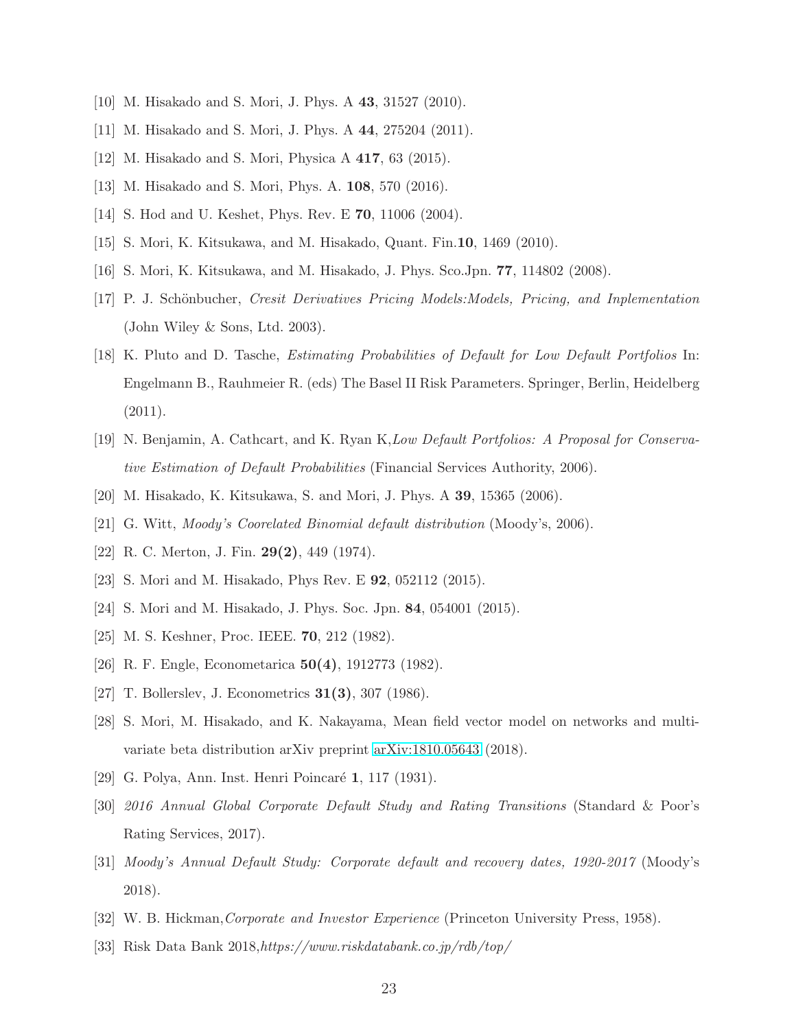[10] M. Hisakado and S. Mori, J. Phys. A **43**, 31527 (2010).

[11] M. Hisakado and S. Mori, J. Phys. A **44**, 275204 (2011).

[12] M. Hisakado and S. Mori, Physica A **417**, 63 (2015).

[13] M. Hisakado and S. Mori, Phys. A. **108**, 570 (2016).

[14] S. Hod and U. Keshet, Phys. Rev. E **70**, 11006 (2004).

[15] S. Mori, K. Kitsukawa, and M. Hisakado, Quant. Fin.**10**, 1469 (2010).

[16] S. Mori, K. Kitsukawa, and M. Hisakado, J. Phys. Sco.Jpn. **77**, 114802 (2008).

[17] P. J. Schönbucher, *Cresit Derivatives Pricing Models:Models, Pricing, and Inplementation* (John Wiley & Sons, Ltd. 2003).

[18] K. Pluto and D. Tasche, *Estimating Probabilities of Default for Low Default Portfolios* In: Engelmann B., Rauhmeier R. (eds) The Basel II Risk Parameters. Springer, Berlin, Heidelberg (2011).

[19] N. Benjamin, A. Cathcart, and K. Ryan K,*Low Default Portfolios: A Proposal for Conservative Estimation of Default Probabilities* (Financial Services Authority, 2006).

[20] M. Hisakado, K. Kitsukawa, S. and Mori, J. Phys. A **39**, 15365 (2006).

[21] G. Witt, *Moody's Coorelated Binomial default distribution* (Moody's, 2006).

[22] R. C. Merton, J. Fin. **29(2)**, 449 (1974).

[23] S. Mori and M. Hisakado, Phys Rev. E **92**, 052112 (2015).

[24] S. Mori and M. Hisakado, J. Phys. Soc. Jpn. **84**, 054001 (2015).

[25] M. S. Keshner, Proc. IEEE. **70**, 212 (1982).

[26] R. F. Engle, Econometarica **50(4)**, 1912773 (1982).

[27] T. Bollerslev, J. Econometrics **31(3)**, 307 (1986).

[28] S. Mori, M. Hisakado, and K. Nakayama, Mean field vector model on networks and multivariate beta distribution arXiv preprint arXiv:1810.05643 (2018).

[29] G. Polya, Ann. Inst. Henri Poincaré **1**, 117 (1931).

[30] *2016 Annual Global Corporate Default Study and Rating Transitions* (Standard & Poor's Rating Services, 2017).

[31] *Moody's Annual Default Study: Corporate default and recovery dates, 1920-2017* (Moody's 2018).

[32] W. B. Hickman,*Corporate and Investor Experience* (Princeton University Press, 1958).

[33] Risk Data Bank 2018,*https://www.riskdatabank.co.jp/rdb/top/*